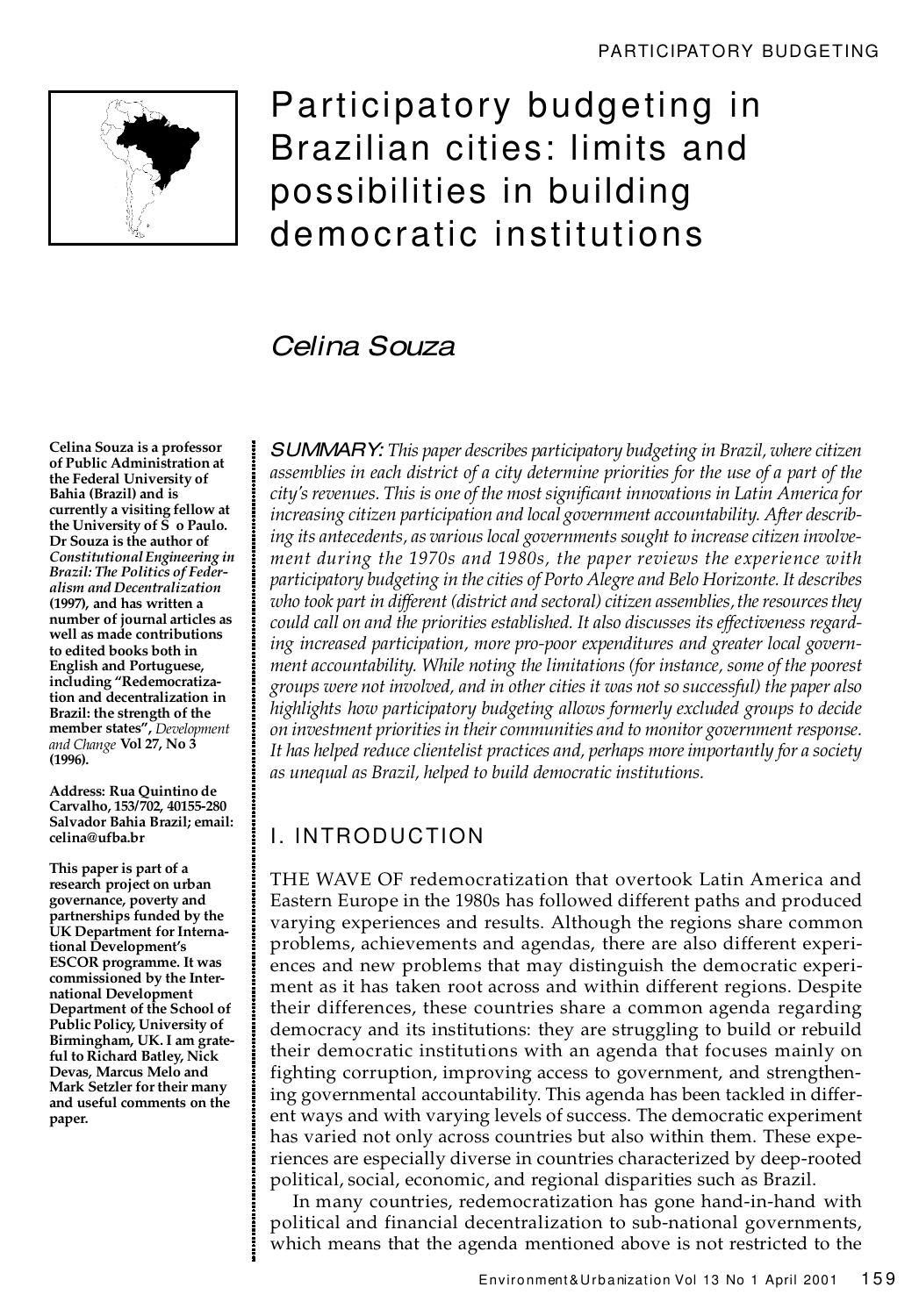# Participatory budgeting in Brazilian cities: limits and possibilities in building democratic institutions

*Celina Souza*

**Celina Souza is a professor of Public Administration at the Federal University of Bahia (Brazil) and is currently a visiting fellow at the University of São Paulo. Dr Souza is the author of *Constitutional Engineering in Brazil: The Politics of Federalism and Decentralization* (1997), and has written a number of journal articles as well as made contributions to edited books both in English and Portuguese, including "Redemocratization and decentralization in Brazil: the strength of the member states", *Development and Change* Vol 27, No 3 (1996).**

**Address: Rua Quintino de Carvalho, 153/702, 40155-280 Salvador Bahia Brazil; email: celina@ufba.br**

**This paper is part of a research project on urban governance, poverty and partnerships funded by the UK Department for International Development's ESCOR programme. It was commissioned by the International Development Department of the School of Public Policy, University of Birmingham, UK. I am grateful to Richard Batley, Nick Devas, Marcus Melo and Mark Setzler for their many and useful comments on the paper.**

SUMMARY: *This paper describes participatory budgeting in Brazil, where citizen assemblies in each district of a city determine priorities for the use of a part of the city's revenues. This is one of the most significant innovations in Latin America for increasing citizen participation and local government accountability. After describing its antecedents, as various local governments sought to increase citizen involvement during the 1970s and 1980s, the paper reviews the experience with participatory budgeting in the cities of Porto Alegre and Belo Horizonte. It describes who took part in different (district and sectoral) citizen assemblies, the resources they could call on and the priorities established. It also discusses its effectiveness regarding increased participation, more pro-poor expenditures and greater local government accountability. While noting the limitations (for instance, some of the poorest groups were not involved, and in other cities it was not so successful) the paper also highlights how participatory budgeting allows formerly excluded groups to decide on investment priorities in their communities and to monitor government response. It has helped reduce clientelist practices and, perhaps more importantly for a society as unequal as Brazil, helped to build democratic institutions.*

## I. INTRODUCTION

THE WAVE OF redemocratization that overtook Latin America and Eastern Europe in the 1980s has followed different paths and produced varying experiences and results. Although the regions share common problems, achievements and agendas, there are also different experiences and new problems that may distinguish the democratic experiment as it has taken root across and within different regions. Despite their differences, these countries share a common agenda regarding democracy and its institutions: they are struggling to build or rebuild their democratic institutions with an agenda that focuses mainly on fighting corruption, improving access to government, and strengthening governmental accountability. This agenda has been tackled in different ways and with varying levels of success. The democratic experiment has varied not only across countries but also within them. These experiences are especially diverse in countries characterized by deep-rooted political, social, economic, and regional disparities such as Brazil.

In many countries, redemocratization has gone hand-in-hand with political and financial decentralization to sub-national governments, which means that the agenda mentioned above is not restricted to the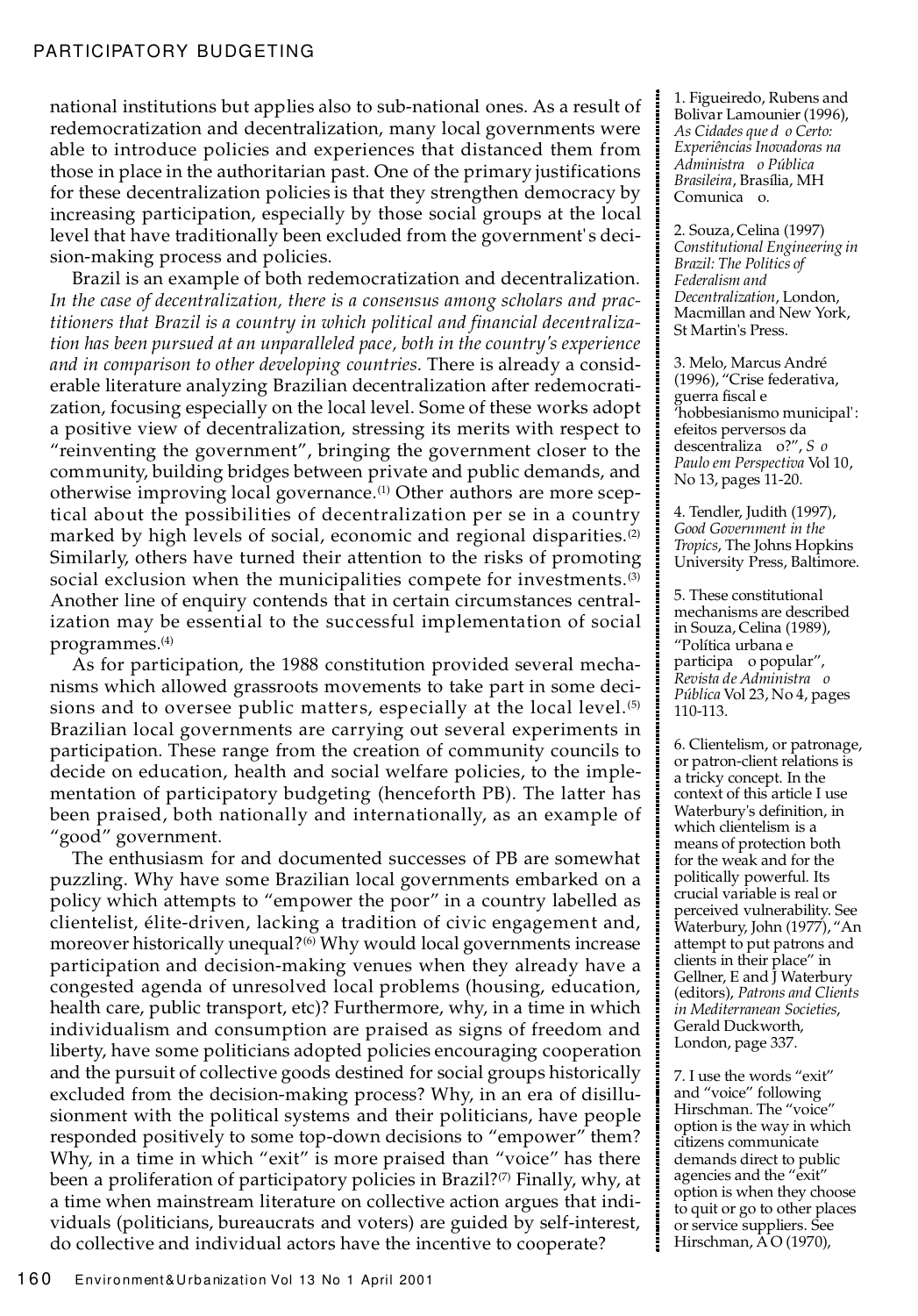national institutions but applies also to sub-national ones. As a result of redemocratization and decentralization, many local governments were able to introduce policies and experiences that distanced them from those in place in the authoritarian past. One of the primary justifications for these decentralization policies is that they strengthen democracy by increasing participation, especially by those social groups at the local level that have traditionally been excluded from the government's decision-making process and policies.

Brazil is an example of both redemocratization and decentralization. *In the case of decentralization, there is a consensus among scholars and practitioners that Brazil is a country in which political and financial decentralization has been pursued at an unparalleled pace, both in the country's experience and in comparison to other developing countries.* There is already a considerable literature analyzing Brazilian decentralization after redemocratization, focusing especially on the local level. Some of these works adopt a positive view of decentralization, stressing its merits with respect to "reinventing the government", bringing the government closer to the community, building bridges between private and public demands, and otherwise improving local governance.[1] Other authors are more sceptical about the possibilities of decentralization per se in a country marked by high levels of social, economic and regional disparities.[2] Similarly, others have turned their attention to the risks of promoting social exclusion when the municipalities compete for investments.[3] Another line of enquiry contends that in certain circumstances centralization may be essential to the successful implementation of social programmes.[4]

As for participation, the 1988 constitution provided several mechanisms which allowed grassroots movements to take part in some decisions and to oversee public matters, especially at the local level.[5] Brazilian local governments are carrying out several experiments in participation. These range from the creation of community councils to decide on education, health and social welfare policies, to the implementation of participatory budgeting (henceforth PB). The latter has been praised, both nationally and internationally, as an example of "good" government.

The enthusiasm for and documented successes of PB are somewhat puzzling. Why have some Brazilian local governments embarked on a policy which attempts to "empower the poor" in a country labelled as clientelist, élite-driven, lacking a tradition of civic engagement and, moreover historically unequal?[6] Why would local governments increase participation and decision-making venues when they already have a congested agenda of unresolved local problems (housing, education, health care, public transport, etc)? Furthermore, why, in a time in which individualism and consumption are praised as signs of freedom and liberty, have some politicians adopted policies encouraging cooperation and the pursuit of collective goods destined for social groups historically excluded from the decision-making process? Why, in an era of disillusionment with the political systems and their politicians, have people responded positively to some top-down decisions to "empower" them? Why, in a time in which "exit" is more praised than "voice" has there been a proliferation of participatory policies in Brazil?[7] Finally, why, at a time when mainstream literature on collective action argues that individuals (politicians, bureaucrats and voters) are guided by self-interest, do collective and individual actors have the incentive to cooperate?

---

1. Figueiredo, Rubens and Bolivar Lamounier (1996), *As Cidades que dão Certo: Experiências Inovadoras na Administração Pública Brasileira*, Brasília, MH Comunicação.

2. Souza, Celina (1997) *Constitutional Engineering in Brazil: The Politics of Federalism and Decentralization*, London, Macmillan and New York, St Martin's Press.

3. Melo, Marcus André (1996), "Crise federativa, guerra fiscal e 'hobbesianismo municipal': efeitos perversos da descentralização?", *São Paulo em Perspectiva* Vol 10, No 13, pages 11-20.

4. Tendler, Judith (1997), *Good Government in the Tropics*, The Johns Hopkins University Press, Baltimore.

5. These constitutional mechanisms are described in Souza, Celina (1989), "Política urbana e participação popular", *Revista de Administração Pública* Vol 23, No 4, pages 110-113.

6. Clientelism, or patronage, or patron-client relations is a tricky concept. In the context of this article I use Waterbury's definition, in which clientelism is a means of protection both for the weak and for the politically powerful. Its crucial variable is real or perceived vulnerability. See Waterbury, John (1977), "An attempt to put patrons and clients in their place" in Gellner, E and J Waterbury (editors), *Patrons and Clients in Mediterranean Societies*, Gerald Duckworth, London, page 337.

7. I use the words "exit" and "voice" following Hirschman. The "voice" option is the way in which citizens communicate demands direct to public agencies and the "exit" option is when they choose to quit or go to other places or service suppliers. See Hirschman, A O (1970),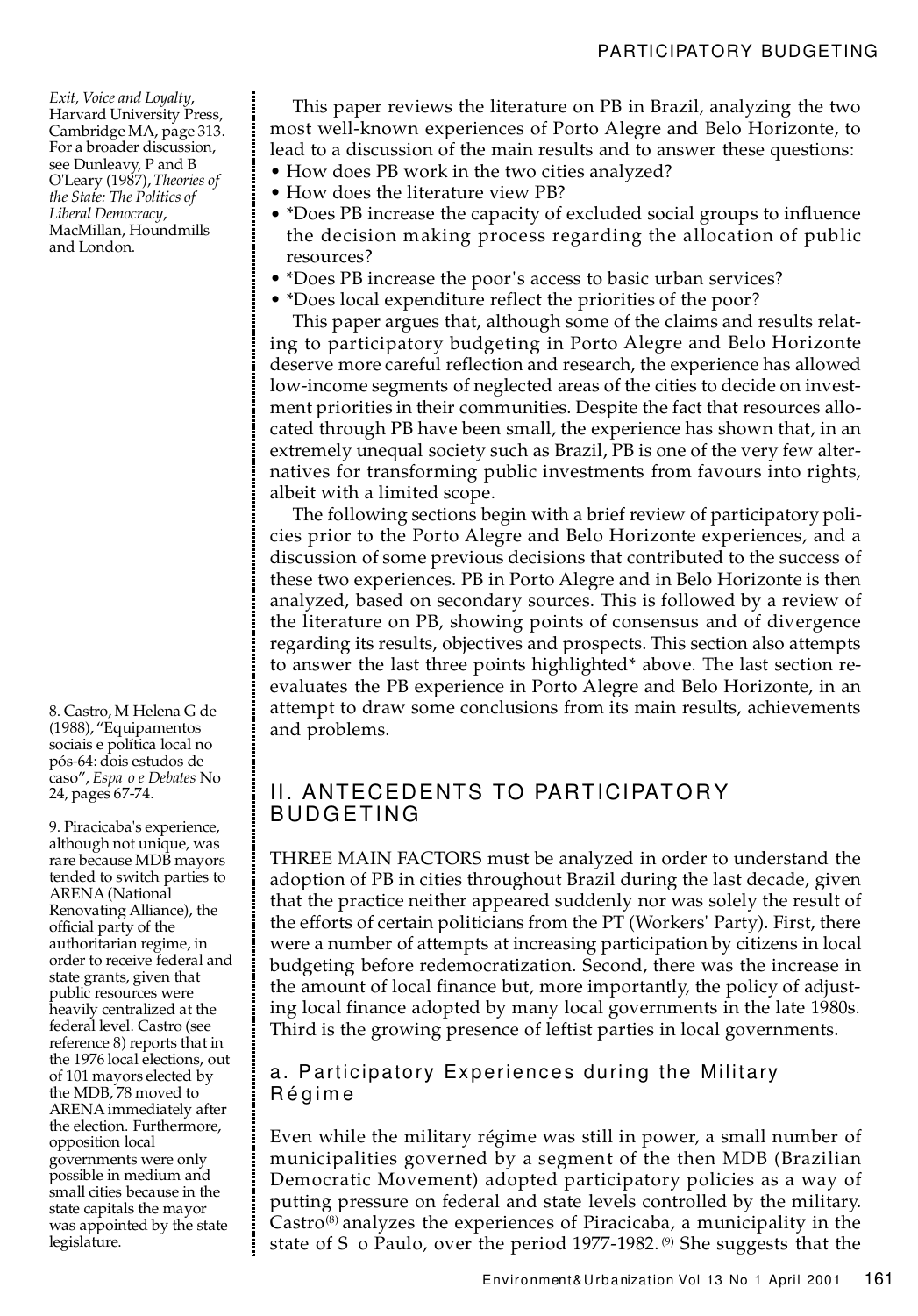*Exit, Voice and Loyalty*, Harvard University Press, Cambridge MA, page 313. For a broader discussion, see Dunleavy, P and B O'Leary (1987), *Theories of the State: The Politics of Liberal Democracy*, MacMillan, Houndmills and London.

This paper reviews the literature on PB in Brazil, analyzing the two most well-known experiences of Porto Alegre and Belo Horizonte, to lead to a discussion of the main results and to answer these questions:

- How does PB work in the two cities analyzed?
- How does the literature view PB?
- *Does PB increase the capacity of excluded social groups to influence the decision making process regarding the allocation of public resources?
- *Does PB increase the poor's access to basic urban services?
- *Does local expenditure reflect the priorities of the poor?

This paper argues that, although some of the claims and results relating to participatory budgeting in Porto Alegre and Belo Horizonte deserve more careful reflection and research, the experience has allowed low-income segments of neglected areas of the cities to decide on investment priorities in their communities. Despite the fact that resources allocated through PB have been small, the experience has shown that, in an extremely unequal society such as Brazil, PB is one of the very few alternatives for transforming public investments from favours into rights, albeit with a limited scope.

The following sections begin with a brief review of participatory policies prior to the Porto Alegre and Belo Horizonte experiences, and a discussion of some previous decisions that contributed to the success of these two experiences. PB in Porto Alegre and in Belo Horizonte is then analyzed, based on secondary sources. This is followed by a review of the literature on PB, showing points of consensus and of divergence regarding its results, objectives and prospects. This section also attempts to answer the last three points highlighted* above. The last section re-evaluates the PB experience in Porto Alegre and Belo Horizonte, in an attempt to draw some conclusions from its main results, achievements and problems.

## II. ANTECEDENTS TO PARTICIPATORY BUDGETING

THREE MAIN FACTORS must be analyzed in order to understand the adoption of PB in cities throughout Brazil during the last decade, given that the practice neither appeared suddenly nor was solely the result of the efforts of certain politicians from the PT (Workers' Party). First, there were a number of attempts at increasing participation by citizens in local budgeting before redemocratization. Second, there was the increase in the amount of local finance but, more importantly, the policy of adjusting local finance adopted by many local governments in the late 1980s. Third is the growing presence of leftist parties in local governments.

### a. Participatory Experiences during the Military Régime

Even while the military régime was still in power, a small number of municipalities governed by a segment of the then MDB (Brazilian Democratic Movement) adopted participatory policies as a way of putting pressure on federal and state levels controlled by the military. Castro[8] analyzes the experiences of Piracicaba, a municipality in the state of S o Paulo, over the period 1977-1982.[9] She suggests that the

8. Castro, M Helena G de (1988), "Equipamentos sociais e política local no pós-64: dois estudos de caso", *Espa o e Debates* No 24, pages 67-74.

9. Piracicaba's experience, although not unique, was rare because MDB mayors tended to switch parties to ARENA (National Renovating Alliance), the official party of the authoritarian regime, in order to receive federal and state grants, given that public resources were heavily centralized at the federal level. Castro (see reference 8) reports that in the 1976 local elections, out of 101 mayors elected by the MDB, 78 moved to ARENA immediately after the election. Furthermore, opposition local governments were only possible in medium and small cities because in the state capitals the mayor was appointed by the state legislature.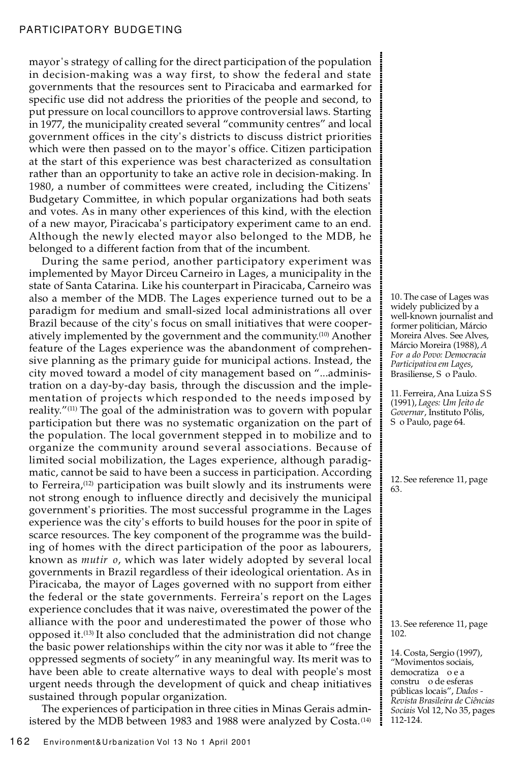mayor's strategy of calling for the direct participation of the population in decision-making was a way first, to show the federal and state governments that the resources sent to Piracicaba and earmarked for specific use did not address the priorities of the people and second, to put pressure on local councillors to approve controversial laws. Starting in 1977, the municipality created several "community centres" and local government offices in the city's districts to discuss district priorities which were then passed on to the mayor's office. Citizen participation at the start of this experience was best characterized as consultation rather than an opportunity to take an active role in decision-making. In 1980, a number of committees were created, including the Citizens' Budgetary Committee, in which popular organizations had both seats and votes. As in many other experiences of this kind, with the election of a new mayor, Piracicaba's participatory experiment came to an end. Although the newly elected mayor also belonged to the MDB, he belonged to a different faction from that of the incumbent.

During the same period, another participatory experiment was implemented by Mayor Dirceu Carneiro in Lages, a municipality in the state of Santa Catarina. Like his counterpart in Piracicaba, Carneiro was also a member of the MDB. The Lages experience turned out to be a paradigm for medium and small-sized local administrations all over Brazil because of the city's focus on small initiatives that were cooperatively implemented by the government and the community.[10] Another feature of the Lages experience was the abandonment of comprehensive planning as the primary guide for municipal actions. Instead, the city moved toward a model of city management based on "...administration on a day-by-day basis, through the discussion and the implementation of projects which responded to the needs imposed by reality."[11] The goal of the administration was to govern with popular participation but there was no systematic organization on the part of the population. The local government stepped in to mobilize and to organize the community around several associations. Because of limited social mobilization, the Lages experience, although paradigmatic, cannot be said to have been a success in participation. According to Ferreira,[12] participation was built slowly and its instruments were not strong enough to influence directly and decisively the municipal government's priorities. The most successful programme in the Lages experience was the city's efforts to build houses for the poor in spite of scarce resources. The key component of the programme was the building of homes with the direct participation of the poor as labourers, known as *mutir o*, which was later widely adopted by several local governments in Brazil regardless of their ideological orientation. As in Piracicaba, the mayor of Lages governed with no support from either the federal or the state governments. Ferreira's report on the Lages experience concludes that it was naive, overestimated the power of the alliance with the poor and underestimated the power of those who opposed it.[13] It also concluded that the administration did not change the basic power relationships within the city nor was it able to "free the oppressed segments of society" in any meaningful way. Its merit was to have been able to create alternative ways to deal with people's most urgent needs through the development of quick and cheap initiatives sustained through popular organization.

The experiences of participation in three cities in Minas Gerais administered by the MDB between 1983 and 1988 were analyzed by Costa.[14]

10. The case of Lages was widely publicized by a well-known journalist and former politician, Márcio Moreira Alves. See Alves, Márcio Moreira (1988), *A For a do Povo: Democracia Participativa em Lages*, Brasiliense, S o Paulo.

11. Ferreira, Ana Luiza S S (1991), *Lages: Um Jeito de Governar*, Instituto Pólis, S o Paulo, page 64.

12. See reference 11, page 63.

13. See reference 11, page 102.

14. Costa, Sergio (1997), "Movimentos sociais, democratiza o e a constru o de esferas públicas locais", *Dados - Revista Brasileira de Ciências Sociais* Vol 12, No 35, pages 112-124.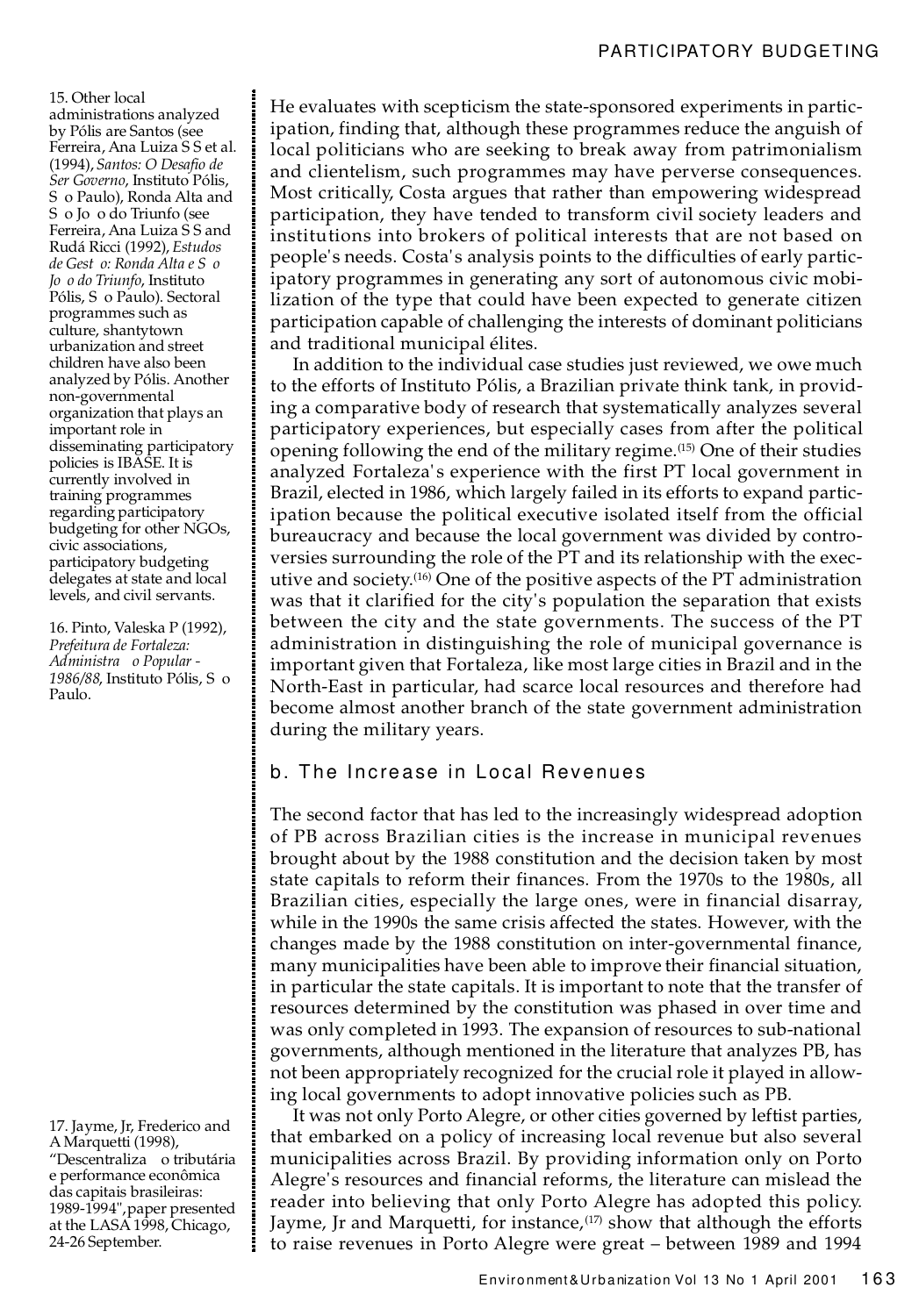He evaluates with scepticism the state-sponsored experiments in participation, finding that, although these programmes reduce the anguish of local politicians who are seeking to break away from patrimonialism and clientelism, such programmes may have perverse consequences. Most critically, Costa argues that rather than empowering widespread participation, they have tended to transform civil society leaders and institutions into brokers of political interests that are not based on people's needs. Costa's analysis points to the difficulties of early participatory programmes in generating any sort of autonomous civic mobilization of the type that could have been expected to generate citizen participation capable of challenging the interests of dominant politicians and traditional municipal élites.

In addition to the individual case studies just reviewed, we owe much to the efforts of Instituto Pólis, a Brazilian private think tank, in providing a comparative body of research that systematically analyzes several participatory experiences, but especially cases from after the political opening following the end of the military regime.[15] One of their studies analyzed Fortaleza's experience with the first PT local government in Brazil, elected in 1986, which largely failed in its efforts to expand participation because the political executive isolated itself from the official bureaucracy and because the local government was divided by controversies surrounding the role of the PT and its relationship with the executive and society.[16] One of the positive aspects of the PT administration was that it clarified for the city's population the separation that exists between the city and the state governments. The success of the PT administration in distinguishing the role of municipal governance is important given that Fortaleza, like most large cities in Brazil and in the North-East in particular, had scarce local resources and therefore had become almost another branch of the state government administration during the military years.

## b. The Increase in Local Revenues

The second factor that has led to the increasingly widespread adoption of PB across Brazilian cities is the increase in municipal revenues brought about by the 1988 constitution and the decision taken by most state capitals to reform their finances. From the 1970s to the 1980s, all Brazilian cities, especially the large ones, were in financial disarray, while in the 1990s the same crisis affected the states. However, with the changes made by the 1988 constitution on inter-governmental finance, many municipalities have been able to improve their financial situation, in particular the state capitals. It is important to note that the transfer of resources determined by the constitution was phased in over time and was only completed in 1993. The expansion of resources to sub-national governments, although mentioned in the literature that analyzes PB, has not been appropriately recognized for the crucial role it played in allowing local governments to adopt innovative policies such as PB.

It was not only Porto Alegre, or other cities governed by leftist parties, that embarked on a policy of increasing local revenue but also several municipalities across Brazil. By providing information only on Porto Alegre's resources and financial reforms, the literature can mislead the reader into believing that only Porto Alegre has adopted this policy. Jayme, Jr and Marquetti, for instance,[17] show that although the efforts to raise revenues in Porto Alegre were great – between 1989 and 1994

15. Other local administrations analyzed by Pólis are Santos (see Ferreira, Ana Luiza S S et al. (1994), *Santos: O Desafio de Ser Governo*, Instituto Pólis, São Paulo), Ronda Alta and São João do Triunfo (see Ferreira, Ana Luiza S S and Rudá Ricci (1992), *Estudos de Gestão: Ronda Alta e São João do Triunfo*, Instituto Pólis, São Paulo). Sectoral programmes such as culture, shantytown urbanization and street children have also been analyzed by Pólis. Another non-governmental organization that plays an important role in disseminating participatory policies is IBASE. It is currently involved in training programmes regarding participatory budgeting for other NGOs, civic associations, participatory budgeting delegates at state and local levels, and civil servants.

16. Pinto, Valeska P (1992), *Prefeitura de Fortaleza: Administração Popular - 1986/88*, Instituto Pólis, São Paulo.

17. Jayme, Jr, Frederico and A Marquetti (1998), "Descentralização tributária e performance econômica das capitais brasileiras: 1989-1994", paper presented at the LASA 1998, Chicago, 24-26 September.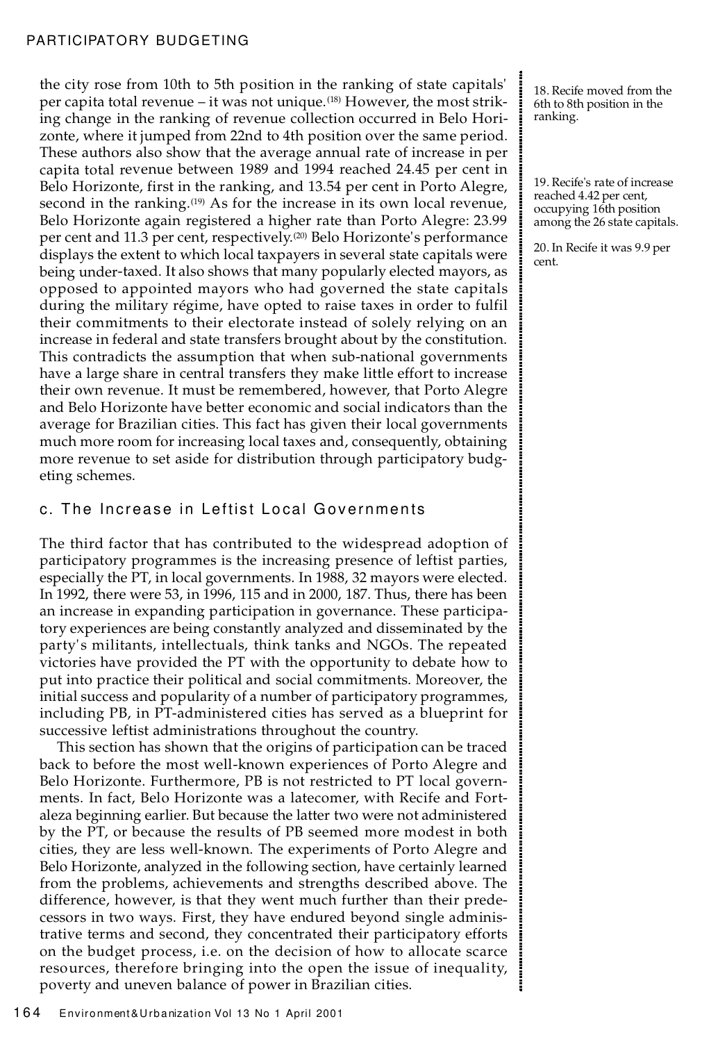the city rose from 10th to 5th position in the ranking of state capitals' per capita total revenue – it was not unique.[18] However, the most striking change in the ranking of revenue collection occurred in Belo Horizonte, where it jumped from 22nd to 4th position over the same period. These authors also show that the average annual rate of increase in per capita total revenue between 1989 and 1994 reached 24.45 per cent in Belo Horizonte, first in the ranking, and 13.54 per cent in Porto Alegre, second in the ranking.[19] As for the increase in its own local revenue, Belo Horizonte again registered a higher rate than Porto Alegre: 23.99 per cent and 11.3 per cent, respectively.[20] Belo Horizonte's performance displays the extent to which local taxpayers in several state capitals were being under-taxed. It also shows that many popularly elected mayors, as opposed to appointed mayors who had governed the state capitals during the military régime, have opted to raise taxes in order to fulfil their commitments to their electorate instead of solely relying on an increase in federal and state transfers brought about by the constitution. This contradicts the assumption that when sub-national governments have a large share in central transfers they make little effort to increase their own revenue. It must be remembered, however, that Porto Alegre and Belo Horizonte have better economic and social indicators than the average for Brazilian cities. This fact has given their local governments much more room for increasing local taxes and, consequently, obtaining more revenue to set aside for distribution through participatory budgeting schemes.

18. Recife moved from the 6th to 8th position in the ranking.

19. Recife's rate of increase reached 4.42 per cent, occupying 16th position among the 26 state capitals.

20. In Recife it was 9.9 per cent.

### c. The Increase in Leftist Local Governments

The third factor that has contributed to the widespread adoption of participatory programmes is the increasing presence of leftist parties, especially the PT, in local governments. In 1988, 32 mayors were elected. In 1992, there were 53, in 1996, 115 and in 2000, 187. Thus, there has been an increase in expanding participation in governance. These participatory experiences are being constantly analyzed and disseminated by the party's militants, intellectuals, think tanks and NGOs. The repeated victories have provided the PT with the opportunity to debate how to put into practice their political and social commitments. Moreover, the initial success and popularity of a number of participatory programmes, including PB, in PT-administered cities has served as a blueprint for successive leftist administrations throughout the country.

This section has shown that the origins of participation can be traced back to before the most well-known experiences of Porto Alegre and Belo Horizonte. Furthermore, PB is not restricted to PT local governments. In fact, Belo Horizonte was a latecomer, with Recife and Fortaleza beginning earlier. But because the latter two were not administered by the PT, or because the results of PB seemed more modest in both cities, they are less well-known. The experiments of Porto Alegre and Belo Horizonte, analyzed in the following section, have certainly learned from the problems, achievements and strengths described above. The difference, however, is that they went much further than their predecessors in two ways. First, they have endured beyond single administrative terms and second, they concentrated their participatory efforts on the budget process, i.e. on the decision of how to allocate scarce resources, therefore bringing into the open the issue of inequality, poverty and uneven balance of power in Brazilian cities.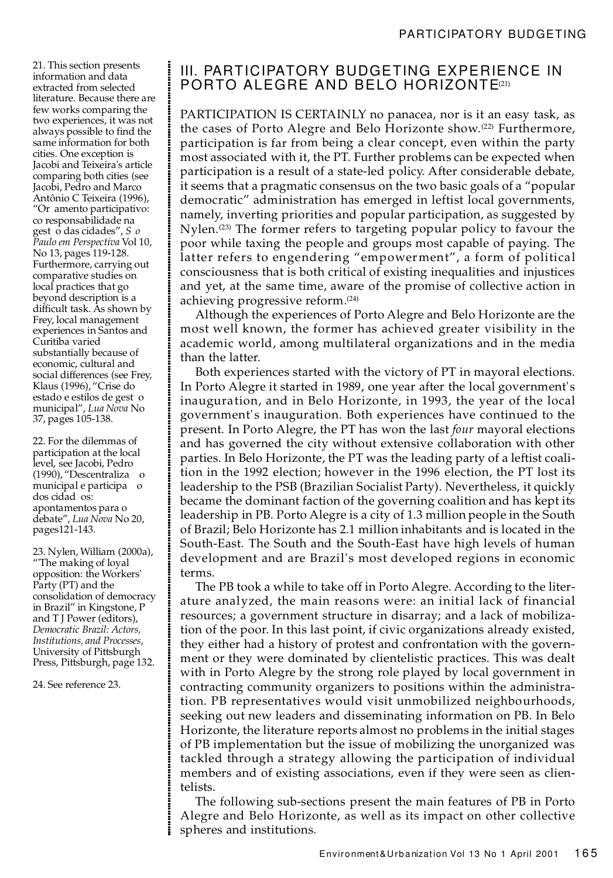## III. PARTICIPATORY BUDGETING EXPERIENCE IN PORTO ALEGRE AND BELO HORIZONTE[21]

PARTICIPATION IS CERTAINLY no panacea, nor is it an easy task, as the cases of Porto Alegre and Belo Horizonte show.[22] Furthermore, participation is far from being a clear concept, even within the party most associated with it, the PT. Further problems can be expected when participation is a result of a state-led policy. After considerable debate, it seems that a pragmatic consensus on the two basic goals of a "popular democratic" administration has emerged in leftist local governments, namely, inverting priorities and popular participation, as suggested by Nylen.[23] The former refers to targeting popular policy to favour the poor while taxing the people and groups most capable of paying. The latter refers to engendering "empowerment", a form of political consciousness that is both critical of existing inequalities and injustices and yet, at the same time, aware of the promise of collective action in achieving progressive reform.[24]

Although the experiences of Porto Alegre and Belo Horizonte are the most well known, the former has achieved greater visibility in the academic world, among multilateral organizations and in the media than the latter.

Both experiences started with the victory of PT in mayoral elections. In Porto Alegre it started in 1989, one year after the local government's inauguration, and in Belo Horizonte, in 1993, the year of the local government's inauguration. Both experiences have continued to the present. In Porto Alegre, the PT has won the last *four* mayoral elections and has governed the city without extensive collaboration with other parties. In Belo Horizonte, the PT was the leading party of a leftist coalition in the 1992 election; however in the 1996 election, the PT lost its leadership to the PSB (Brazilian Socialist Party). Nevertheless, it quickly became the dominant faction of the governing coalition and has kept its leadership in PB. Porto Alegre is a city of 1.3 million people in the South of Brazil; Belo Horizonte has 2.1 million inhabitants and is located in the South-East. The South and the South-East have high levels of human development and are Brazil's most developed regions in economic terms.

The PB took a while to take off in Porto Alegre. According to the literature analyzed, the main reasons were: an initial lack of financial resources; a government structure in disarray; and a lack of mobilization of the poor. In this last point, if civic organizations already existed, they either had a history of protest and confrontation with the government or they were dominated by clientelistic practices. This was dealt with in Porto Alegre by the strong role played by local government in contracting community organizers to positions within the administration. PB representatives would visit unmobilized neighbourhoods, seeking out new leaders and disseminating information on PB. In Belo Horizonte, the literature reports almost no problems in the initial stages of PB implementation but the issue of mobilizing the unorganized was tackled through a strategy allowing the participation of individual members and of existing associations, even if they were seen as clientelists.

The following sub-sections present the main features of PB in Porto Alegre and Belo Horizonte, as well as its impact on other collective spheres and institutions.

---

21. This section presents information and data extracted from selected literature. Because there are few works comparing the two experiences, it was not always possible to find the same information for both cities. One exception is Jacobi and Teixeira's article comparing both cities (see Jacobi, Pedro and Marco Antônio C Teixeira (1996), "Or amento participativo: co responsabilidade na gest o das cidades", *S o Paulo em Perspectiva* Vol 10, No 13, pages 119-128. Furthermore, carrying out comparative studies on local practices that go beyond description is a difficult task. As shown by Frey, local management experiences in Santos and Curitiba varied substantially because of economic, cultural and social differences (see Frey, Klaus (1996), "Crise do estado e estilos de gest o municipal", *Lua Nova* No 37, pages 105-138.

22. For the dilemmas of participation at the local level, see Jacobi, Pedro (1990), "Descentraliza o municipal e participa o dos cidad os: apontamentos para o debate", *Lua Nova* No 20, pages121-143.

23. Nylen, William (2000a), "'The making of loyal opposition: the Workers' Party (PT) and the consolidation of democracy in Brazil" in Kingstone, P and T J Power (editors), *Democratic Brazil: Actors, Institutions, and Processes*, University of Pittsburgh Press, Pittsburgh, page 132.

24. See reference 23.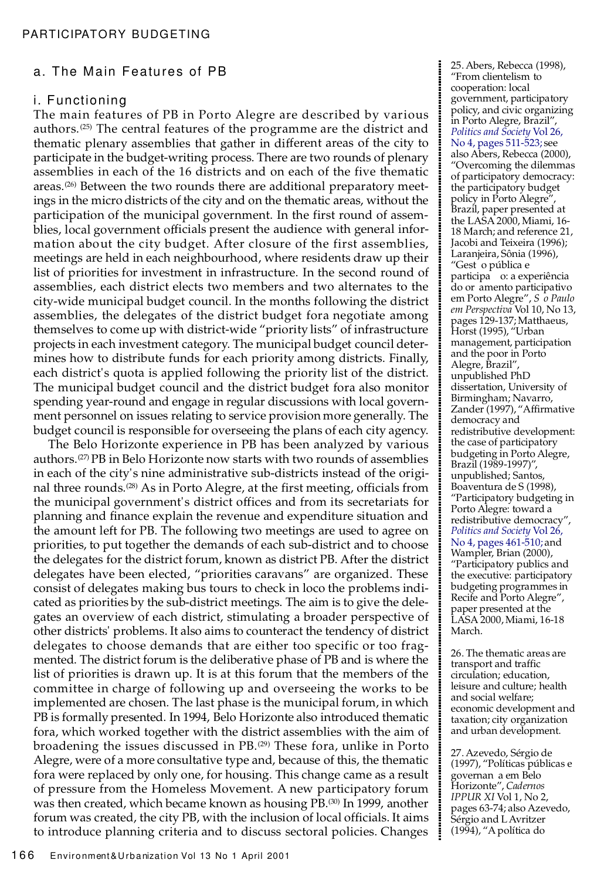## a. The Main Features of PB

### i. Functioning

The main features of PB in Porto Alegre are described by various authors.[25] The central features of the programme are the district and thematic plenary assemblies that gather in different areas of the city to participate in the budget-writing process. There are two rounds of plenary assemblies in each of the 16 districts and on each of the five thematic areas.[26] Between the two rounds there are additional preparatory meetings in the micro districts of the city and on the thematic areas, without the participation of the municipal government. In the first round of assemblies, local government officials present the audience with general information about the city budget. After closure of the first assemblies, meetings are held in each neighbourhood, where residents draw up their list of priorities for investment in infrastructure. In the second round of assemblies, each district elects two members and two alternates to the city-wide municipal budget council. In the months following the district assemblies, the delegates of the district budget fora negotiate among themselves to come up with district-wide "priority lists" of infrastructure projects in each investment category. The municipal budget council determines how to distribute funds for each priority among districts. Finally, each district's quota is applied following the priority list of the district. The municipal budget council and the district budget fora also monitor spending year-round and engage in regular discussions with local government personnel on issues relating to service provision more generally. The budget council is responsible for overseeing the plans of each city agency.

The Belo Horizonte experience in PB has been analyzed by various authors.[27] PB in Belo Horizonte now starts with two rounds of assemblies in each of the city's nine administrative sub-districts instead of the original three rounds.[28] As in Porto Alegre, at the first meeting, officials from the municipal government's district offices and from its secretariats for planning and finance explain the revenue and expenditure situation and the amount left for PB. The following two meetings are used to agree on priorities, to put together the demands of each sub-district and to choose the delegates for the district forum, known as district PB. After the district delegates have been elected, "priorities caravans" are organized. These consist of delegates making bus tours to check in loco the problems indicated as priorities by the sub-district meetings. The aim is to give the delegates an overview of each district, stimulating a broader perspective of other districts' problems. It also aims to counteract the tendency of district delegates to choose demands that are either too specific or too fragmented. The district forum is the deliberative phase of PB and is where the list of priorities is drawn up. It is at this forum that the members of the committee in charge of following up and overseeing the works to be implemented are chosen. The last phase is the municipal forum, in which PB is formally presented. In 1994, Belo Horizonte also introduced thematic fora, which worked together with the district assemblies with the aim of broadening the issues discussed in PB.[29] These fora, unlike in Porto Alegre, were of a more consultative type and, because of this, the thematic fora were replaced by only one, for housing. This change came as a result of pressure from the Homeless Movement. A new participatory forum was then created, which became known as housing PB.[30] In 1999, another forum was created, the city PB, with the inclusion of local officials. It aims to introduce planning criteria and to discuss sectoral policies. Changes

25. Abers, Rebecca (1998), "From clientelism to cooperation: local government, participatory policy, and civic organizing in Porto Alegre, Brazil", *Politics and Society* Vol 26, No 4, pages 511-523; see also Abers, Rebecca (2000), "Overcoming the dilemmas of participatory democracy: the participatory budget policy in Porto Alegre", Brazil, paper presented at the LASA 2000, Miami, 16-18 March; and reference 21, Jacobi and Teixeira (1996); Laranjeira, Sônia (1996), "Gest o pública e participa o: a experiência do or amento participativo em Porto Alegre", *S o Paulo em Perspectiva* Vol 10, No 13, pages 129-137; Matthaeus, Horst (1995), "Urban management, participation and the poor in Porto Alegre, Brazil", unpublished PhD dissertation, University of Birmingham; Navarro, Zander (1997), "Affirmative democracy and redistributive development: the case of participatory budgeting in Porto Alegre, Brazil (1989-1997)", unpublished; Santos, Boaventura de S (1998), "Participatory budgeting in Porto Alegre: toward a redistributive democracy", *Politics and Society* Vol 26, No 4, pages 461-510; and Wampler, Brian (2000), "Participatory publics and the executive: participatory budgeting programmes in Recife and Porto Alegre", paper presented at the LASA 2000, Miami, 16-18 March.

26. The thematic areas are transport and traffic circulation; education, leisure and culture; health and social welfare; economic development and taxation; city organization and urban development.

27. Azevedo, Sérgio de (1997), "Políticas públicas e governan a em Belo Horizonte", *Cadernos IPPUR XI* Vol 1, No 2, pages 63-74; also Azevedo, Sérgio and L Avritzer (1994), "A política do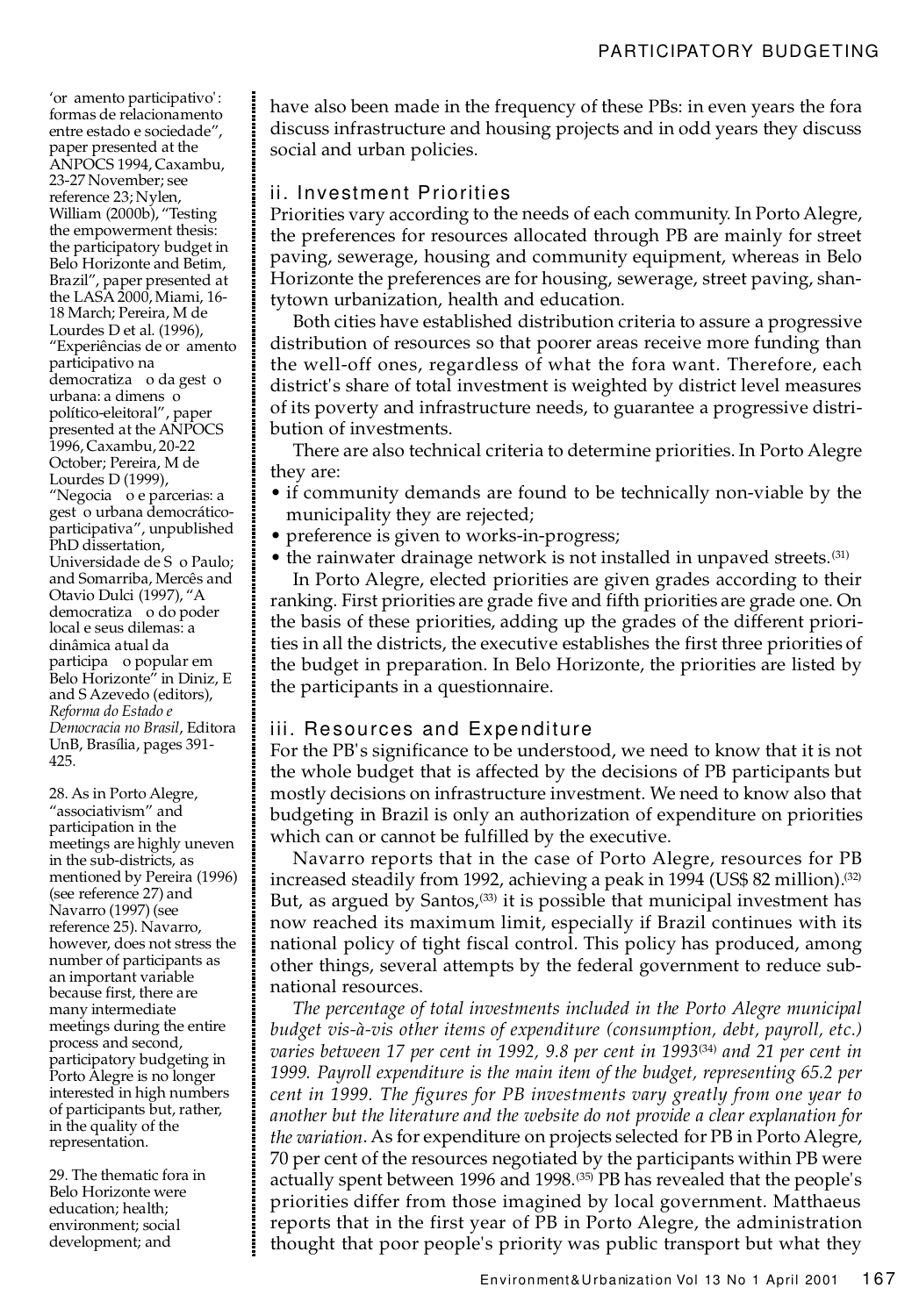have also been made in the frequency of these PBs: in even years the fora discuss infrastructure and housing projects and in odd years they discuss social and urban policies.

### ii. Investment Priorities

Priorities vary according to the needs of each community. In Porto Alegre, the preferences for resources allocated through PB are mainly for street paving, sewerage, housing and community equipment, whereas in Belo Horizonte the preferences are for housing, sewerage, street paving, shantytown urbanization, health and education.

Both cities have established distribution criteria to assure a progressive distribution of resources so that poorer areas receive more funding than the well-off ones, regardless of what the fora want. Therefore, each district's share of total investment is weighted by district level measures of its poverty and infrastructure needs, to guarantee a progressive distribution of investments.

There are also technical criteria to determine priorities. In Porto Alegre they are:

- if community demands are found to be technically non-viable by the municipality they are rejected;
- preference is given to works-in-progress;
- the rainwater drainage network is not installed in unpaved streets.[31]

In Porto Alegre, elected priorities are given grades according to their ranking. First priorities are grade five and fifth priorities are grade one. On the basis of these priorities, adding up the grades of the different priorities in all the districts, the executive establishes the first three priorities of the budget in preparation. In Belo Horizonte, the priorities are listed by the participants in a questionnaire.

### iii. Resources and Expenditure

For the PB's significance to be understood, we need to know that it is not the whole budget that is affected by the decisions of PB participants but mostly decisions on infrastructure investment. We need to know also that budgeting in Brazil is only an authorization of expenditure on priorities which can or cannot be fulfilled by the executive.

Navarro reports that in the case of Porto Alegre, resources for PB increased steadily from 1992, achieving a peak in 1994 (US$ 82 million).[32] But, as argued by Santos,[33] it is possible that municipal investment has now reached its maximum limit, especially if Brazil continues with its national policy of tight fiscal control. This policy has produced, among other things, several attempts by the federal government to reduce sub-national resources.

*The percentage of total investments included in the Porto Alegre municipal budget vis-à-vis other items of expenditure (consumption, debt, payroll, etc.) varies between 17 per cent in 1992, 9.8 per cent in 1993*[34] *and 21 per cent in 1999. Payroll expenditure is the main item of the budget, representing 65.2 per cent in 1999. The figures for PB investments vary greatly from one year to another but the literature and the website do not provide a clear explanation for the variation*. As for expenditure on projects selected for PB in Porto Alegre, 70 per cent of the resources negotiated by the participants within PB were actually spent between 1996 and 1998.[35] PB has revealed that the people's priorities differ from those imagined by local government. Matthaeus reports that in the first year of PB in Porto Alegre, the administration thought that poor people's priority was public transport but what they

---

'or amento participativo': formas de relacionamento entre estado e sociedade", paper presented at the ANPOCS 1994, Caxambu, 23-27 November; see reference 23; Nylen, William (2000b), "Testing the empowerment thesis: the participatory budget in Belo Horizonte and Betim, Brazil", paper presented at the LASA 2000, Miami, 16-18 March; Pereira, M de Lourdes D et al. (1996), "Experiências de or amento participativo na democratiza o da gest o urbana: a dimens o político-eleitoral", paper presented at the ANPOCS 1996, Caxambu, 20-22 October; Pereira, M de Lourdes D (1999), "Negocia o e parcerias: a gest o urbana democrático-participativa", unpublished PhD dissertation, Universidade de S o Paulo; and Somarriba, Mercês and Otavio Dulci (1997), "A democratiza o do poder local e seus dilemas: a dinâmica atual da participa o popular em Belo Horizonte" in Diniz, E and S Azevedo (editors), *Reforma do Estado e Democracia no Brasil*, Editora UnB, Brasília, pages 391-425.

28. As in Porto Alegre, "associativism" and participation in the meetings are highly uneven in the sub-districts, as mentioned by Pereira (1996) (see reference 27) and Navarro (1997) (see reference 25). Navarro, however, does not stress the number of participants as an important variable because first, there are many intermediate meetings during the entire process and second, participatory budgeting in Porto Alegre is no longer interested in high numbers of participants but, rather, in the quality of the representation.

29. The thematic fora in Belo Horizonte were education; health; environment; social development; and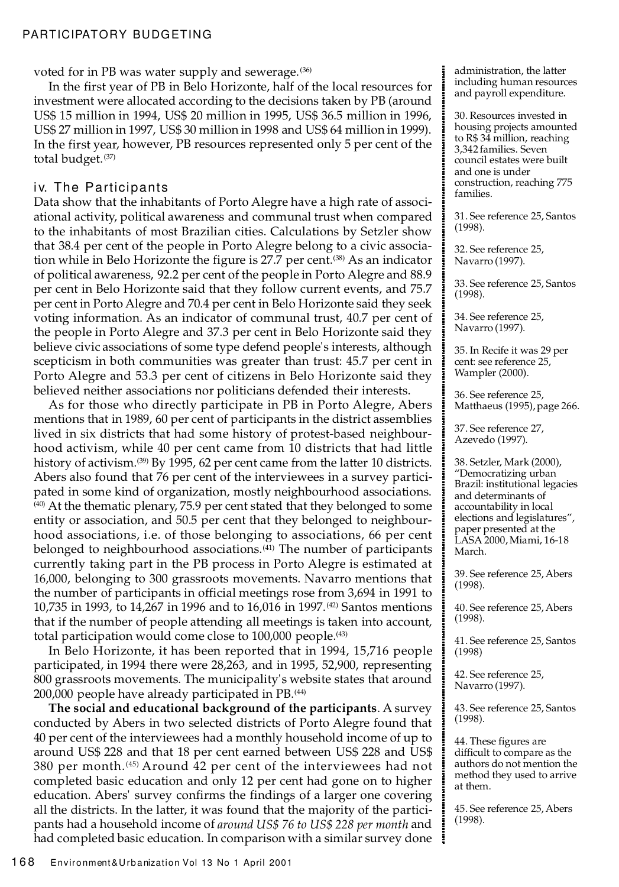voted for in PB was water supply and sewerage.[36]

In the first year of PB in Belo Horizonte, half of the local resources for investment were allocated according to the decisions taken by PB (around US$ 15 million in 1994, US$ 20 million in 1995, US$ 36.5 million in 1996, US$ 27 million in 1997, US$ 30 million in 1998 and US$ 64 million in 1999). In the first year, however, PB resources represented only 5 per cent of the total budget.[37]

### iv. The Participants

Data show that the inhabitants of Porto Alegre have a high rate of associational activity, political awareness and communal trust when compared to the inhabitants of most Brazilian cities. Calculations by Setzler show that 38.4 per cent of the people in Porto Alegre belong to a civic association while in Belo Horizonte the figure is 27.7 per cent.[38] As an indicator of political awareness, 92.2 per cent of the people in Porto Alegre and 88.9 per cent in Belo Horizonte said that they follow current events, and 75.7 per cent in Porto Alegre and 70.4 per cent in Belo Horizonte said they seek voting information. As an indicator of communal trust, 40.7 per cent of the people in Porto Alegre and 37.3 per cent in Belo Horizonte said they believe civic associations of some type defend people's interests, although scepticism in both communities was greater than trust: 45.7 per cent in Porto Alegre and 53.3 per cent of citizens in Belo Horizonte said they believed neither associations nor politicians defended their interests.

As for those who directly participate in PB in Porto Alegre, Abers mentions that in 1989, 60 per cent of participants in the district assemblies lived in six districts that had some history of protest-based neighbourhood activism, while 40 per cent came from 10 districts that had little history of activism.[39] By 1995, 62 per cent came from the latter 10 districts. Abers also found that 76 per cent of the interviewees in a survey participated in some kind of organization, mostly neighbourhood associations.[40] At the thematic plenary, 75.9 per cent stated that they belonged to some entity or association, and 50.5 per cent that they belonged to neighbourhood associations, i.e. of those belonging to associations, 66 per cent belonged to neighbourhood associations.[41] The number of participants currently taking part in the PB process in Porto Alegre is estimated at 16,000, belonging to 300 grassroots movements. Navarro mentions that the number of participants in official meetings rose from 3,694 in 1991 to 10,735 in 1993, to 14,267 in 1996 and to 16,016 in 1997.[42] Santos mentions that if the number of people attending all meetings is taken into account, total participation would come close to 100,000 people.[43]

In Belo Horizonte, it has been reported that in 1994, 15,716 people participated, in 1994 there were 28,263, and in 1995, 52,900, representing 800 grassroots movements. The municipality's website states that around 200,000 people have already participated in PB.[44]

**The social and educational background of the participants**. A survey conducted by Abers in two selected districts of Porto Alegre found that 40 per cent of the interviewees had a monthly household income of up to around US$ 228 and that 18 per cent earned between US$ 228 and US$ 380 per month.[45] Around 42 per cent of the interviewees had not completed basic education and only 12 per cent had gone on to higher education. Abers' survey confirms the findings of a larger one covering all the districts. In the latter, it was found that the majority of the participants had a household income of *around US$ 76 to US$ 228 per month* and had completed basic education. In comparison with a similar survey done

---

administration, the latter including human resources and payroll expenditure.

30. Resources invested in housing projects amounted to R$ 34 million, reaching 3,342 families. Seven council estates were built and one is under construction, reaching 775 families.

31. See reference 25, Santos (1998).

32. See reference 25, Navarro (1997).

33. See reference 25, Santos (1998).

34. See reference 25, Navarro (1997).

35. In Recife it was 29 per cent: see reference 25, Wampler (2000).

36. See reference 25, Matthaeus (1995), page 266.

37. See reference 27, Azevedo (1997).

38. Setzler, Mark (2000), "Democratizing urban Brazil: institutional legacies and determinants of accountability in local elections and legislatures", paper presented at the LASA 2000, Miami, 16-18 March.

39. See reference 25, Abers (1998).

40. See reference 25, Abers (1998).

41. See reference 25, Santos (1998)

42. See reference 25, Navarro (1997).

43. See reference 25, Santos (1998).

44. These figures are difficult to compare as the authors do not mention the method they used to arrive at them.

45. See reference 25, Abers (1998).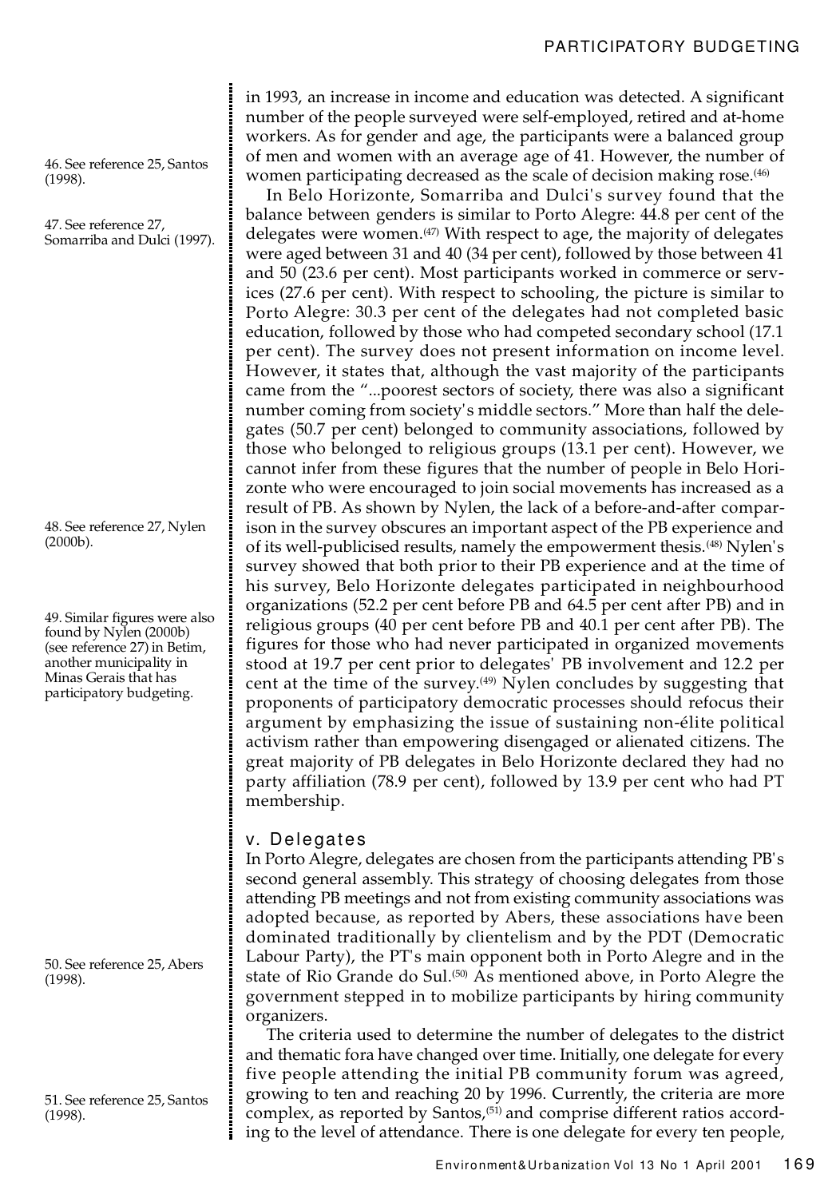in 1993, an increase in income and education was detected. A significant number of the people surveyed were self-employed, retired and at-home workers. As for gender and age, the participants were a balanced group of men and women with an average age of 41. However, the number of women participating decreased as the scale of decision making rose.[46]

In Belo Horizonte, Somarriba and Dulci's survey found that the balance between genders is similar to Porto Alegre: 44.8 per cent of the delegates were women.[47] With respect to age, the majority of delegates were aged between 31 and 40 (34 per cent), followed by those between 41 and 50 (23.6 per cent). Most participants worked in commerce or services (27.6 per cent). With respect to schooling, the picture is similar to Porto Alegre: 30.3 per cent of the delegates had not completed basic education, followed by those who had competed secondary school (17.1 per cent). The survey does not present information on income level. However, it states that, although the vast majority of the participants came from the "...poorest sectors of society, there was also a significant number coming from society's middle sectors." More than half the delegates (50.7 per cent) belonged to community associations, followed by those who belonged to religious groups (13.1 per cent). However, we cannot infer from these figures that the number of people in Belo Horizonte who were encouraged to join social movements has increased as a result of PB. As shown by Nylen, the lack of a before-and-after comparison in the survey obscures an important aspect of the PB experience and of its well-publicised results, namely the empowerment thesis.[48] Nylen's survey showed that both prior to their PB experience and at the time of his survey, Belo Horizonte delegates participated in neighbourhood organizations (52.2 per cent before PB and 64.5 per cent after PB) and in religious groups (40 per cent before PB and 40.1 per cent after PB). The figures for those who had never participated in organized movements stood at 19.7 per cent prior to delegates' PB involvement and 12.2 per cent at the time of the survey.[49] Nylen concludes by suggesting that proponents of participatory democratic processes should refocus their argument by emphasizing the issue of sustaining non-élite political activism rather than empowering disengaged or alienated citizens. The great majority of PB delegates in Belo Horizonte declared they had no party affiliation (78.9 per cent), followed by 13.9 per cent who had PT membership.

### v. Delegates

In Porto Alegre, delegates are chosen from the participants attending PB's second general assembly. This strategy of choosing delegates from those attending PB meetings and not from existing community associations was adopted because, as reported by Abers, these associations have been dominated traditionally by clientelism and by the PDT (Democratic Labour Party), the PT's main opponent both in Porto Alegre and in the state of Rio Grande do Sul.[50] As mentioned above, in Porto Alegre the government stepped in to mobilize participants by hiring community organizers.

The criteria used to determine the number of delegates to the district and thematic fora have changed over time. Initially, one delegate for every five people attending the initial PB community forum was agreed, growing to ten and reaching 20 by 1996. Currently, the criteria are more complex, as reported by Santos,[51] and comprise different ratios according to the level of attendance. There is one delegate for every ten people,

46. See reference 25, Santos (1998).

47. See reference 27, Somarriba and Dulci (1997).

48. See reference 27, Nylen (2000b).

49. Similar figures were also found by Nylen (2000b) (see reference 27) in Betim, another municipality in Minas Gerais that has participatory budgeting.

50. See reference 25, Abers (1998).

51. See reference 25, Santos (1998).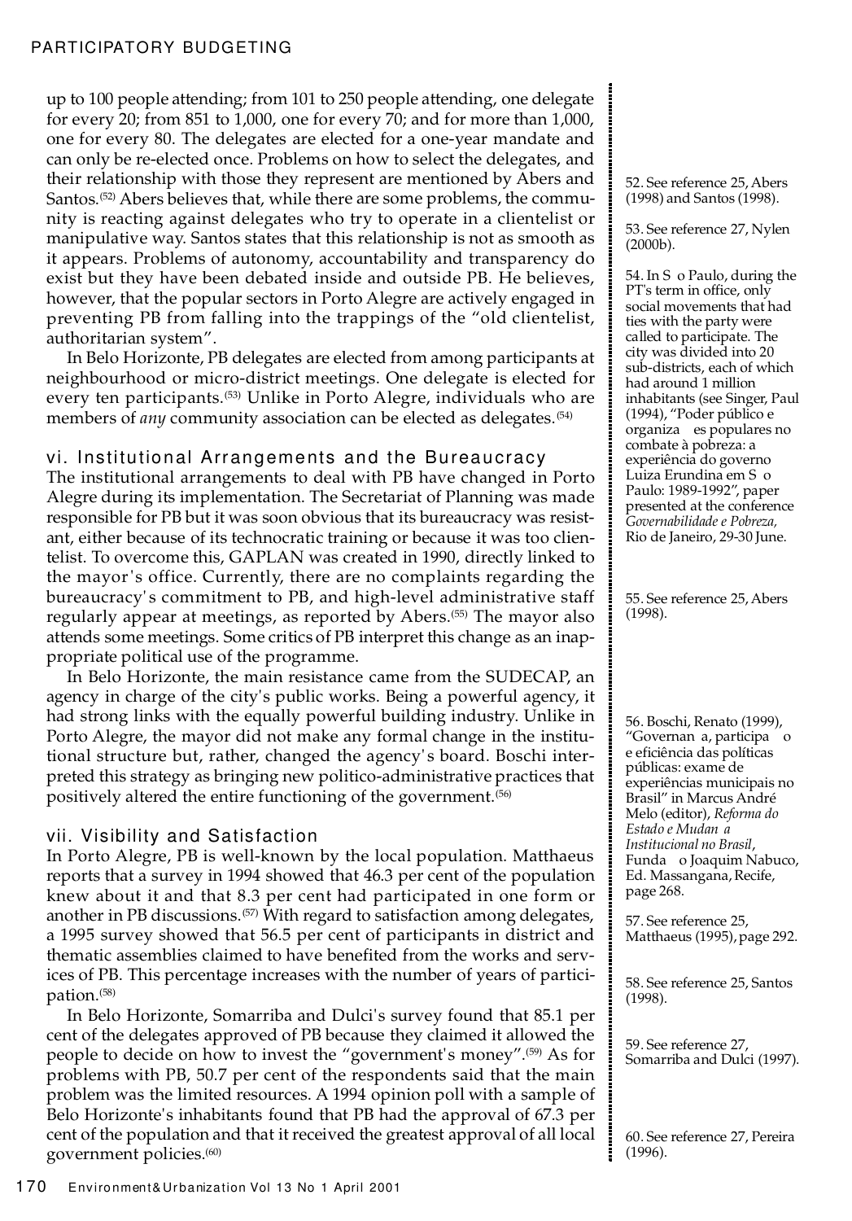up to 100 people attending; from 101 to 250 people attending, one delegate for every 20; from 851 to 1,000, one for every 70; and for more than 1,000, one for every 80. The delegates are elected for a one-year mandate and can only be re-elected once. Problems on how to select the delegates, and their relationship with those they represent are mentioned by Abers and Santos.[52] Abers believes that, while there are some problems, the community is reacting against delegates who try to operate in a clientelist or manipulative way. Santos states that this relationship is not as smooth as it appears. Problems of autonomy, accountability and transparency do exist but they have been debated inside and outside PB. He believes, however, that the popular sectors in Porto Alegre are actively engaged in preventing PB from falling into the trappings of the "old clientelist, authoritarian system".

In Belo Horizonte, PB delegates are elected from among participants at neighbourhood or micro-district meetings. One delegate is elected for every ten participants.[53] Unlike in Porto Alegre, individuals who are members of *any* community association can be elected as delegates.[54]

### vi. Institutional Arrangements and the Bureaucracy

The institutional arrangements to deal with PB have changed in Porto Alegre during its implementation. The Secretariat of Planning was made responsible for PB but it was soon obvious that its bureaucracy was resistant, either because of its technocratic training or because it was too clientelist. To overcome this, GAPLAN was created in 1990, directly linked to the mayor's office. Currently, there are no complaints regarding the bureaucracy's commitment to PB, and high-level administrative staff regularly appear at meetings, as reported by Abers.[55] The mayor also attends some meetings. Some critics of PB interpret this change as an inappropriate political use of the programme.

In Belo Horizonte, the main resistance came from the SUDECAP, an agency in charge of the city's public works. Being a powerful agency, it had strong links with the equally powerful building industry. Unlike in Porto Alegre, the mayor did not make any formal change in the institutional structure but, rather, changed the agency's board. Boschi interpreted this strategy as bringing new politico-administrative practices that positively altered the entire functioning of the government.[56]

### vii. Visibility and Satisfaction

In Porto Alegre, PB is well-known by the local population. Matthaeus reports that a survey in 1994 showed that 46.3 per cent of the population knew about it and that 8.3 per cent had participated in one form or another in PB discussions.[57] With regard to satisfaction among delegates, a 1995 survey showed that 56.5 per cent of participants in district and thematic assemblies claimed to have benefited from the works and services of PB. This percentage increases with the number of years of participation.[58]

In Belo Horizonte, Somarriba and Dulci's survey found that 85.1 per cent of the delegates approved of PB because they claimed it allowed the people to decide on how to invest the "government's money".[59] As for problems with PB, 50.7 per cent of the respondents said that the main problem was the limited resources. A 1994 opinion poll with a sample of Belo Horizonte's inhabitants found that PB had the approval of 67.3 per cent of the population and that it received the greatest approval of all local government policies.[60]

52. See reference 25, Abers (1998) and Santos (1998).

53. See reference 27, Nylen (2000b).

54. In São Paulo, during the PT's term in office, only social movements that had ties with the party were called to participate. The city was divided into 20 sub-districts, each of which had around 1 million inhabitants (see Singer, Paul (1994), "Poder público e organizações populares no combate à pobreza: a experiência do governo Luiza Erundina em São Paulo: 1989-1992", paper presented at the conference *Governabilidade e Pobreza*, Rio de Janeiro, 29-30 June.

55. See reference 25, Abers (1998).

56. Boschi, Renato (1999), "Governança, participação e eficiência das políticas públicas: exame de experiências municipais no Brasil" in Marcus André Melo (editor), *Reforma do Estado e Mudança Institucional no Brasil*, Fundação Joaquim Nabuco, Ed. Massangana, Recife, page 268.

57. See reference 25, Matthaeus (1995), page 292.

58. See reference 25, Santos (1998).

59. See reference 27, Somarriba and Dulci (1997).

60. See reference 27, Pereira (1996).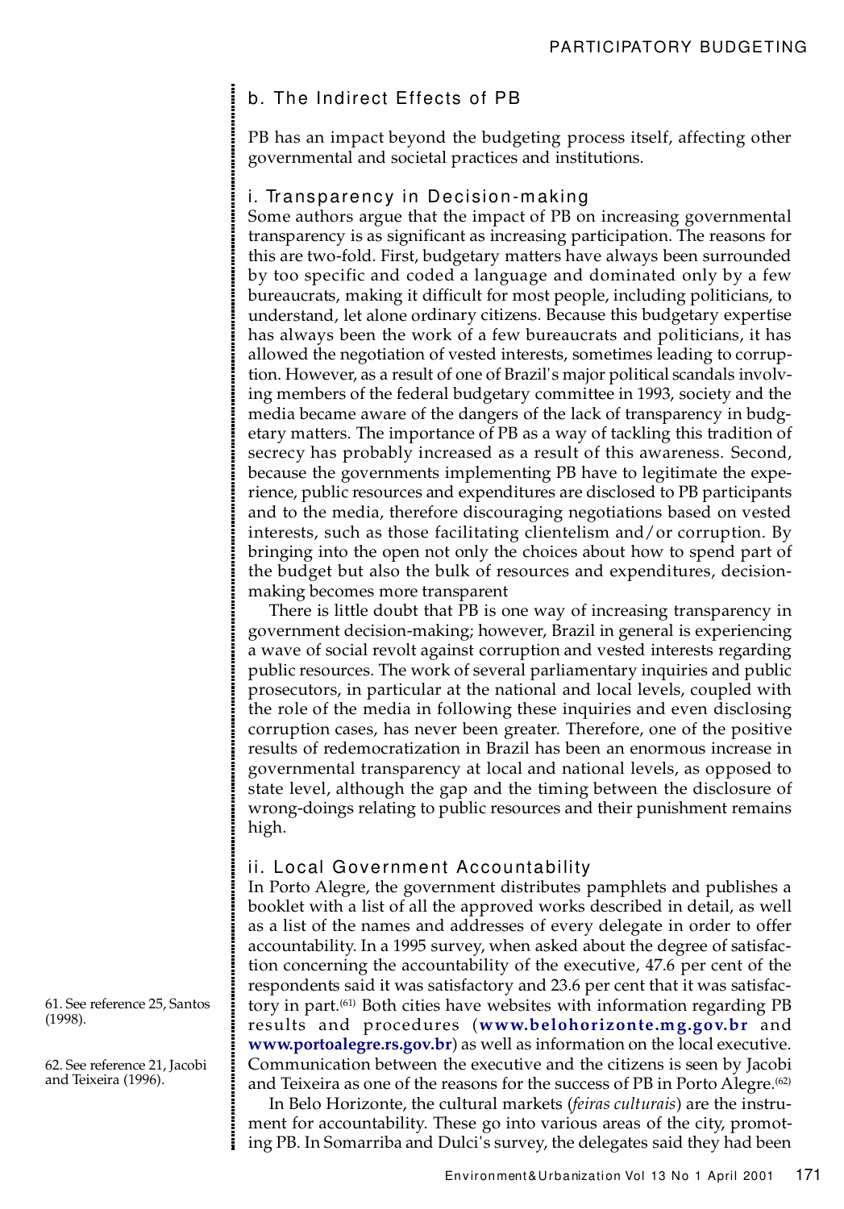## b. The Indirect Effects of PB

PB has an impact beyond the budgeting process itself, affecting other governmental and societal practices and institutions.

### i. Transparency in Decision-making

Some authors argue that the impact of PB on increasing governmental transparency is as significant as increasing participation. The reasons for this are two-fold. First, budgetary matters have always been surrounded by too specific and coded a language and dominated only by a few bureaucrats, making it difficult for most people, including politicians, to understand, let alone ordinary citizens. Because this budgetary expertise has always been the work of a few bureaucrats and politicians, it has allowed the negotiation of vested interests, sometimes leading to corruption. However, as a result of one of Brazil's major political scandals involving members of the federal budgetary committee in 1993, society and the media became aware of the dangers of the lack of transparency in budgetary matters. The importance of PB as a way of tackling this tradition of secrecy has probably increased as a result of this awareness. Second, because the governments implementing PB have to legitimate the experience, public resources and expenditures are disclosed to PB participants and to the media, therefore discouraging negotiations based on vested interests, such as those facilitating clientelism and/or corruption. By bringing into the open not only the choices about how to spend part of the budget but also the bulk of resources and expenditures, decision-making becomes more transparent

There is little doubt that PB is one way of increasing transparency in government decision-making; however, Brazil in general is experiencing a wave of social revolt against corruption and vested interests regarding public resources. The work of several parliamentary inquiries and public prosecutors, in particular at the national and local levels, coupled with the role of the media in following these inquiries and even disclosing corruption cases, has never been greater. Therefore, one of the positive results of redemocratization in Brazil has been an enormous increase in governmental transparency at local and national levels, as opposed to state level, although the gap and the timing between the disclosure of wrong-doings relating to public resources and their punishment remains high.

### ii. Local Government Accountability

In Porto Alegre, the government distributes pamphlets and publishes a booklet with a list of all the approved works described in detail, as well as a list of the names and addresses of every delegate in order to offer accountability. In a 1995 survey, when asked about the degree of satisfaction concerning the accountability of the executive, 47.6 per cent of the respondents said it was satisfactory and 23.6 per cent that it was satisfactory in part.[61] Both cities have websites with information regarding PB results and procedures (**www.belohorizonte.mg.gov.br** and **www.portoalegre.rs.gov.br**) as well as information on the local executive. Communication between the executive and the citizens is seen by Jacobi and Teixeira as one of the reasons for the success of PB in Porto Alegre.[62]

In Belo Horizonte, the cultural markets (*feiras culturais*) are the instrument for accountability. These go into various areas of the city, promoting PB. In Somarriba and Dulci's survey, the delegates said they had been

61. See reference 25, Santos (1998).

62. See reference 21, Jacobi and Teixeira (1996).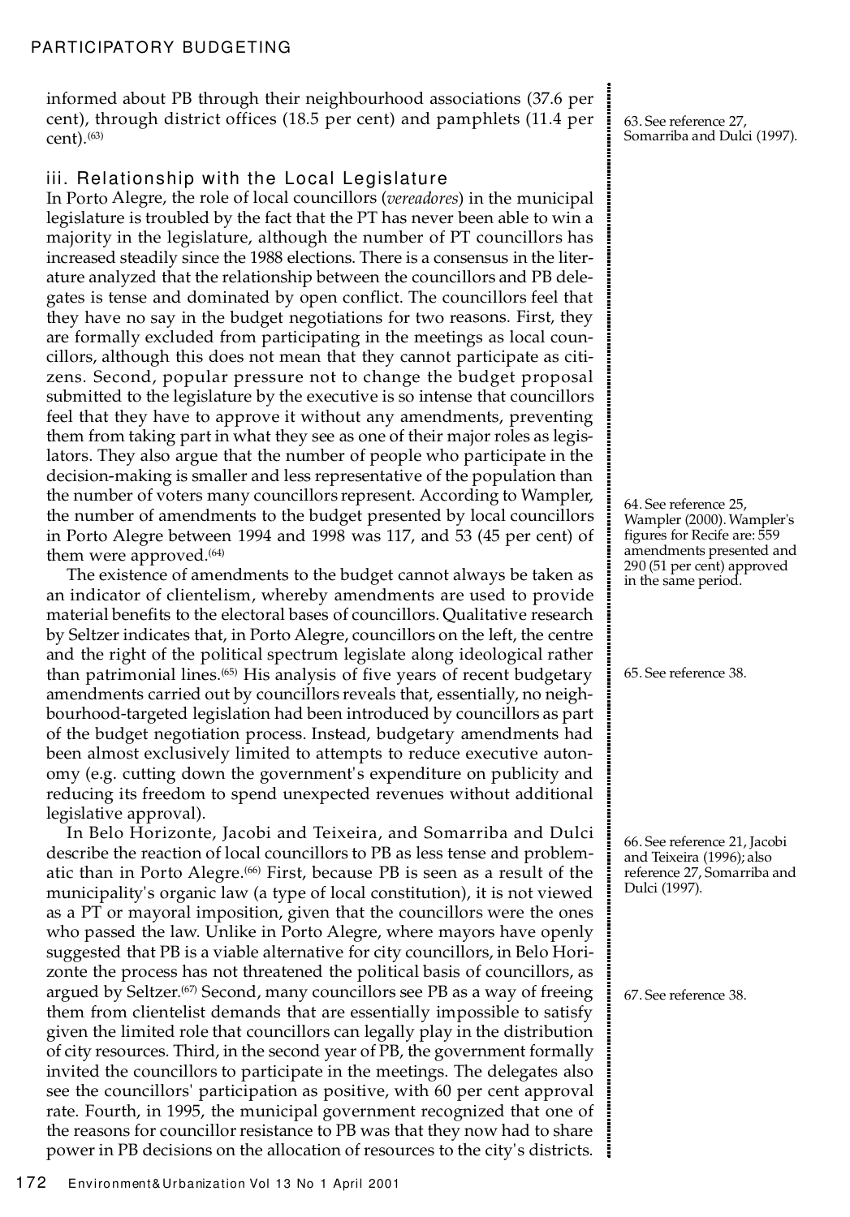informed about PB through their neighbourhood associations (37.6 per cent), through district offices (18.5 per cent) and pamphlets (11.4 per cent).[63]

63. See reference 27, Somarriba and Dulci (1997).

### iii. Relationship with the Local Legislature

In Porto Alegre, the role of local councillors (*vereadores*) in the municipal legislature is troubled by the fact that the PT has never been able to win a majority in the legislature, although the number of PT councillors has increased steadily since the 1988 elections. There is a consensus in the literature analyzed that the relationship between the councillors and PB delegates is tense and dominated by open conflict. The councillors feel that they have no say in the budget negotiations for two reasons. First, they are formally excluded from participating in the meetings as local councillors, although this does not mean that they cannot participate as citizens. Second, popular pressure not to change the budget proposal submitted to the legislature by the executive is so intense that councillors feel that they have to approve it without any amendments, preventing them from taking part in what they see as one of their major roles as legislators. They also argue that the number of people who participate in the decision-making is smaller and less representative of the population than the number of voters many councillors represent. According to Wampler, the number of amendments to the budget presented by local councillors in Porto Alegre between 1994 and 1998 was 117, and 53 (45 per cent) of them were approved.[64]

64. See reference 25, Wampler (2000). Wampler's figures for Recife are: 559 amendments presented and 290 (51 per cent) approved in the same period.

The existence of amendments to the budget cannot always be taken as an indicator of clientelism, whereby amendments are used to provide material benefits to the electoral bases of councillors. Qualitative research by Seltzer indicates that, in Porto Alegre, councillors on the left, the centre and the right of the political spectrum legislate along ideological rather than patrimonial lines.[65] His analysis of five years of recent budgetary amendments carried out by councillors reveals that, essentially, no neighbourhood-targeted legislation had been introduced by councillors as part of the budget negotiation process. Instead, budgetary amendments had been almost exclusively limited to attempts to reduce executive autonomy (e.g. cutting down the government's expenditure on publicity and reducing its freedom to spend unexpected revenues without additional legislative approval).

65. See reference 38.

In Belo Horizonte, Jacobi and Teixeira, and Somarriba and Dulci describe the reaction of local councillors to PB as less tense and problematic than in Porto Alegre.[66] First, because PB is seen as a result of the municipality's organic law (a type of local constitution), it is not viewed as a PT or mayoral imposition, given that the councillors were the ones who passed the law. Unlike in Porto Alegre, where mayors have openly suggested that PB is a viable alternative for city councillors, in Belo Horizonte the process has not threatened the political basis of councillors, as argued by Seltzer.[67] Second, many councillors see PB as a way of freeing them from clientelist demands that are essentially impossible to satisfy given the limited role that councillors can legally play in the distribution of city resources. Third, in the second year of PB, the government formally invited the councillors to participate in the meetings. The delegates also see the councillors' participation as positive, with 60 per cent approval rate. Fourth, in 1995, the municipal government recognized that one of the reasons for councillor resistance to PB was that they now had to share power in PB decisions on the allocation of resources to the city's districts.

66. See reference 21, Jacobi and Teixeira (1996); also reference 27, Somarriba and Dulci (1997).

67. See reference 38.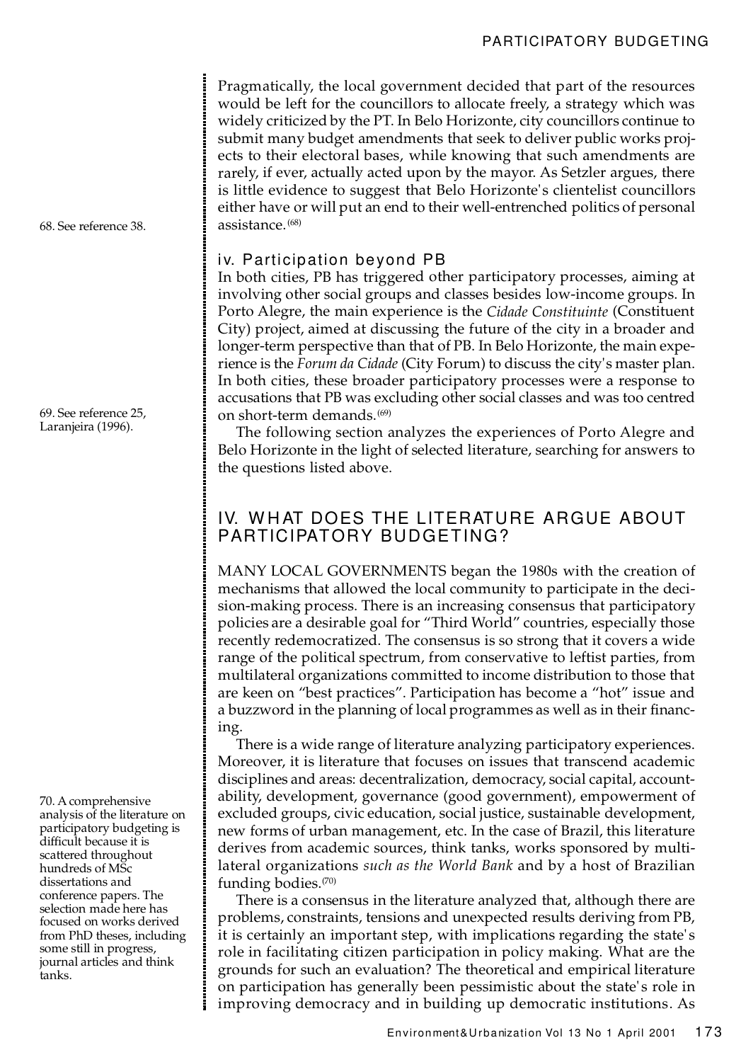Pragmatically, the local government decided that part of the resources would be left for the councillors to allocate freely, a strategy which was widely criticized by the PT. In Belo Horizonte, city councillors continue to submit many budget amendments that seek to deliver public works projects to their electoral bases, while knowing that such amendments are rarely, if ever, actually acted upon by the mayor. As Setzler argues, there is little evidence to suggest that Belo Horizonte's clientelist councillors either have or will put an end to their well-entrenched politics of personal assistance.[68]

### iv. Participation beyond PB

In both cities, PB has triggered other participatory processes, aiming at involving other social groups and classes besides low-income groups. In Porto Alegre, the main experience is the *Cidade Constituinte* (Constituent City) project, aimed at discussing the future of the city in a broader and longer-term perspective than that of PB. In Belo Horizonte, the main experience is the *Forum da Cidade* (City Forum) to discuss the city's master plan. In both cities, these broader participatory processes were a response to accusations that PB was excluding other social classes and was too centred on short-term demands.[69]

The following section analyzes the experiences of Porto Alegre and Belo Horizonte in the light of selected literature, searching for answers to the questions listed above.

## IV. WHAT DOES THE LITERATURE ARGUE ABOUT PARTICIPATORY BUDGETING?

MANY LOCAL GOVERNMENTS began the 1980s with the creation of mechanisms that allowed the local community to participate in the decision-making process. There is an increasing consensus that participatory policies are a desirable goal for "Third World" countries, especially those recently redemocratized. The consensus is so strong that it covers a wide range of the political spectrum, from conservative to leftist parties, from multilateral organizations committed to income distribution to those that are keen on "best practices". Participation has become a "hot" issue and a buzzword in the planning of local programmes as well as in their financing.

There is a wide range of literature analyzing participatory experiences. Moreover, it is literature that focuses on issues that transcend academic disciplines and areas: decentralization, democracy, social capital, accountability, development, governance (good government), empowerment of excluded groups, civic education, social justice, sustainable development, new forms of urban management, etc. In the case of Brazil, this literature derives from academic sources, think tanks, works sponsored by multilateral organizations *such as the World Bank* and by a host of Brazilian funding bodies.[70]

There is a consensus in the literature analyzed that, although there are problems, constraints, tensions and unexpected results deriving from PB, it is certainly an important step, with implications regarding the state's role in facilitating citizen participation in policy making. What are the grounds for such an evaluation? The theoretical and empirical literature on participation has generally been pessimistic about the state's role in improving democracy and in building up democratic institutions. As

68. See reference 38.

69. See reference 25, Laranjeira (1996).

70. A comprehensive analysis of the literature on participatory budgeting is difficult because it is scattered throughout hundreds of MSc dissertations and conference papers. The selection made here has focused on works derived from PhD theses, including some still in progress, journal articles and think tanks.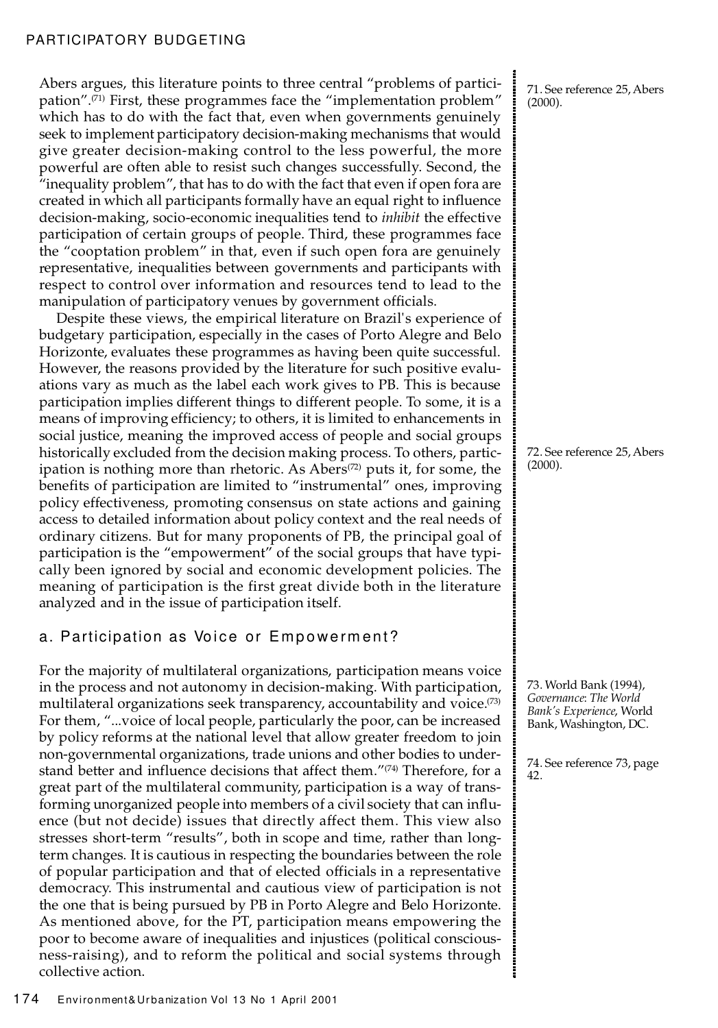Abers argues, this literature points to three central "problems of participation".[71] First, these programmes face the "implementation problem" which has to do with the fact that, even when governments genuinely seek to implement participatory decision-making mechanisms that would give greater decision-making control to the less powerful, the more powerful are often able to resist such changes successfully. Second, the "inequality problem", that has to do with the fact that even if open fora are created in which all participants formally have an equal right to influence decision-making, socio-economic inequalities tend to *inhibit* the effective participation of certain groups of people. Third, these programmes face the "cooptation problem" in that, even if such open fora are genuinely representative, inequalities between governments and participants with respect to control over information and resources tend to lead to the manipulation of participatory venues by government officials.

Despite these views, the empirical literature on Brazil's experience of budgetary participation, especially in the cases of Porto Alegre and Belo Horizonte, evaluates these programmes as having been quite successful. However, the reasons provided by the literature for such positive evaluations vary as much as the label each work gives to PB. This is because participation implies different things to different people. To some, it is a means of improving efficiency; to others, it is limited to enhancements in social justice, meaning the improved access of people and social groups historically excluded from the decision making process. To others, participation is nothing more than rhetoric. As Abers[72] puts it, for some, the benefits of participation are limited to "instrumental" ones, improving policy effectiveness, promoting consensus on state actions and gaining access to detailed information about policy context and the real needs of ordinary citizens. But for many proponents of PB, the principal goal of participation is the "empowerment" of the social groups that have typically been ignored by social and economic development policies. The meaning of participation is the first great divide both in the literature analyzed and in the issue of participation itself.

### a. Participation as Voice or Empowerment?

For the majority of multilateral organizations, participation means voice in the process and not autonomy in decision-making. With participation, multilateral organizations seek transparency, accountability and voice.[73] For them, "...voice of local people, particularly the poor, can be increased by policy reforms at the national level that allow greater freedom to join non-governmental organizations, trade unions and other bodies to understand better and influence decisions that affect them."[74] Therefore, for a great part of the multilateral community, participation is a way of transforming unorganized people into members of a civil society that can influence (but not decide) issues that directly affect them. This view also stresses short-term "results", both in scope and time, rather than long-term changes. It is cautious in respecting the boundaries between the role of popular participation and that of elected officials in a representative democracy. This instrumental and cautious view of participation is not the one that is being pursued by PB in Porto Alegre and Belo Horizonte. As mentioned above, for the PT, participation means empowering the poor to become aware of inequalities and injustices (political consciousness-raising), and to reform the political and social systems through collective action.

71. See reference 25, Abers (2000).

72. See reference 25, Abers (2000).

73. World Bank (1994), *Governance: The World Bank's Experience*, World Bank, Washington, DC.

74. See reference 73, page 42.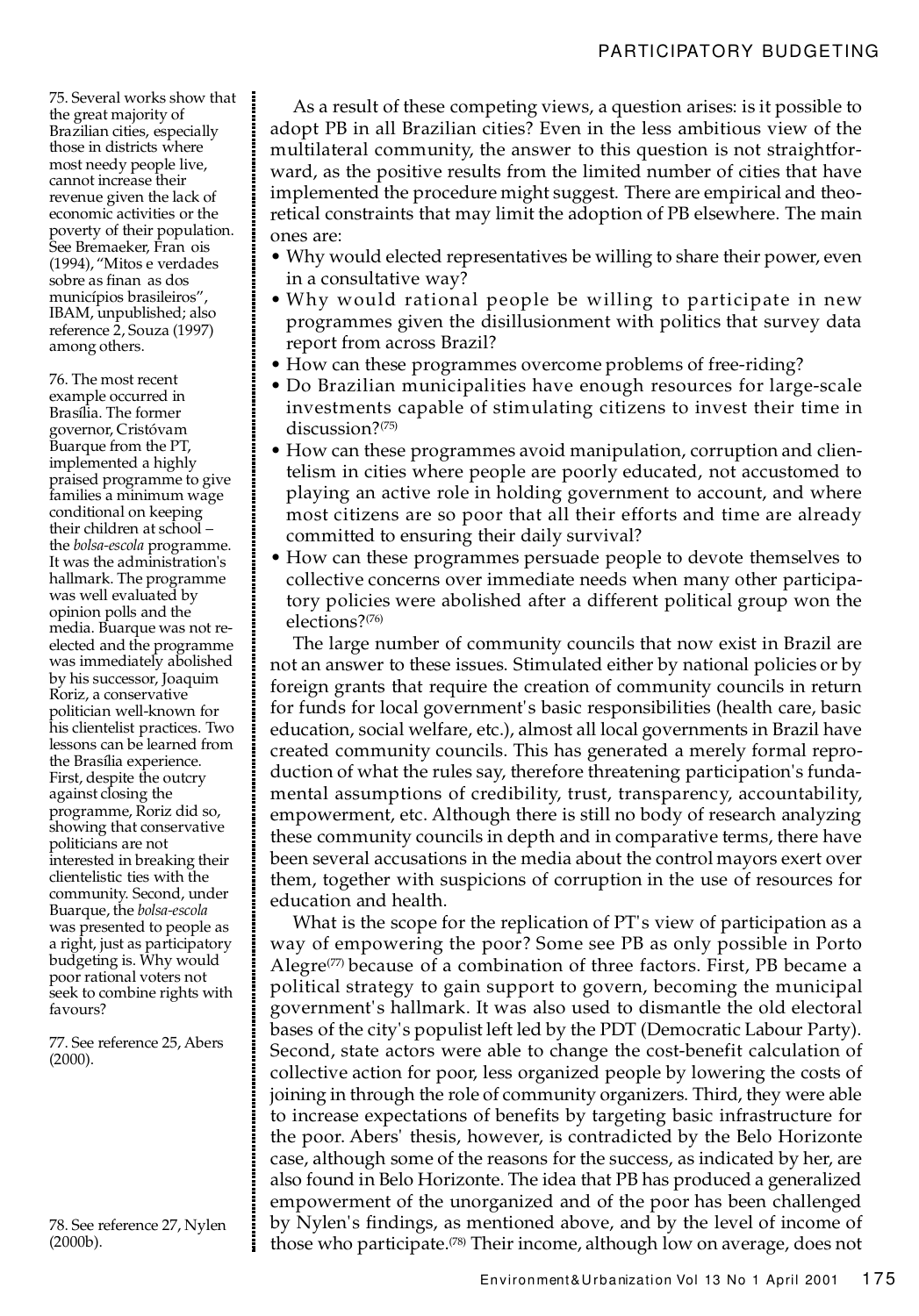As a result of these competing views, a question arises: is it possible to adopt PB in all Brazilian cities? Even in the less ambitious view of the multilateral community, the answer to this question is not straightforward, as the positive results from the limited number of cities that have implemented the procedure might suggest. There are empirical and theoretical constraints that may limit the adoption of PB elsewhere. The main ones are:

- Why would elected representatives be willing to share their power, even in a consultative way?
- Why would rational people be willing to participate in new programmes given the disillusionment with politics that survey data report from across Brazil?
- How can these programmes overcome problems of free-riding?
- Do Brazilian municipalities have enough resources for large-scale investments capable of stimulating citizens to invest their time in discussion?[75]
- How can these programmes avoid manipulation, corruption and clientelism in cities where people are poorly educated, not accustomed to playing an active role in holding government to account, and where most citizens are so poor that all their efforts and time are already committed to ensuring their daily survival?
- How can these programmes persuade people to devote themselves to collective concerns over immediate needs when many other participatory policies were abolished after a different political group won the elections?[76]

The large number of community councils that now exist in Brazil are not an answer to these issues. Stimulated either by national policies or by foreign grants that require the creation of community councils in return for funds for local government's basic responsibilities (health care, basic education, social welfare, etc.), almost all local governments in Brazil have created community councils. This has generated a merely formal reproduction of what the rules say, therefore threatening participation's fundamental assumptions of credibility, trust, transparency, accountability, empowerment, etc. Although there is still no body of research analyzing these community councils in depth and in comparative terms, there have been several accusations in the media about the control mayors exert over them, together with suspicions of corruption in the use of resources for education and health.

What is the scope for the replication of PT's view of participation as a way of empowering the poor? Some see PB as only possible in Porto Alegre[77] because of a combination of three factors. First, PB became a political strategy to gain support to govern, becoming the municipal government's hallmark. It was also used to dismantle the old electoral bases of the city's populist left led by the PDT (Democratic Labour Party). Second, state actors were able to change the cost-benefit calculation of collective action for poor, less organized people by lowering the costs of joining in through the role of community organizers. Third, they were able to increase expectations of benefits by targeting basic infrastructure for the poor. Abers' thesis, however, is contradicted by the Belo Horizonte case, although some of the reasons for the success, as indicated by her, are also found in Belo Horizonte. The idea that PB has produced a generalized empowerment of the unorganized and of the poor has been challenged by Nylen's findings, as mentioned above, and by the level of income of those who participate.[78] Their income, although low on average, does not

75. Several works show that the great majority of Brazilian cities, especially those in districts where most needy people live, cannot increase their revenue given the lack of economic activities or the poverty of their population. See Bremaeker, François (1994), "Mitos e verdades sobre as finanças dos municípios brasileiros", IBAM, unpublished; also reference 2, Souza (1997) among others.

76. The most recent example occurred in Brasília. The former governor, Cristóvam Buarque from the PT, implemented a highly praised programme to give families a minimum wage conditional on keeping their children at school – the *bolsa-escola* programme. It was the administration's hallmark. The programme was well evaluated by opinion polls and the media. Buarque was not re-elected and the programme was immediately abolished by his successor, Joaquim Roriz, a conservative politician well-known for his clientelist practices. Two lessons can be learned from the Brasília experience. First, despite the outcry against closing the programme, Roriz did so, showing that conservative politicians are not interested in breaking their clientelistic ties with the community. Second, under Buarque, the *bolsa-escola* was presented to people as a right, just as participatory budgeting is. Why would poor rational voters not seek to combine rights with favours?

77. See reference 25, Abers (2000).

78. See reference 27, Nylen (2000b).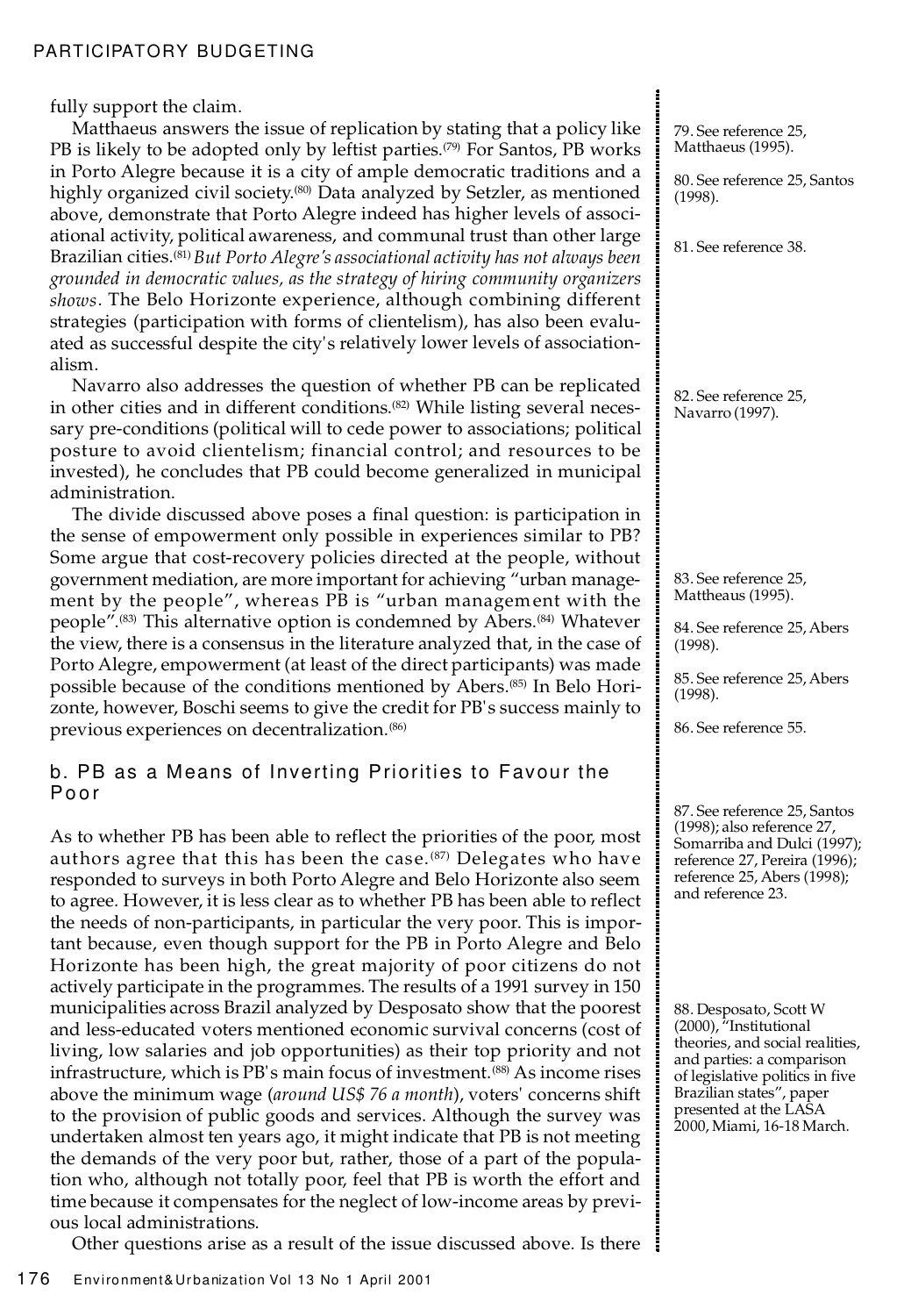fully support the claim.

Matthaeus answers the issue of replication by stating that a policy like PB is likely to be adopted only by leftist parties.[79] For Santos, PB works in Porto Alegre because it is a city of ample democratic traditions and a highly organized civil society.[80] Data analyzed by Setzler, as mentioned above, demonstrate that Porto Alegre indeed has higher levels of associational activity, political awareness, and communal trust than other large Brazilian cities.[81] *But Porto Alegre's associational activity has not always been grounded in democratic values, as the strategy of hiring community organizers shows*. The Belo Horizonte experience, although combining different strategies (participation with forms of clientelism), has also been evaluated as successful despite the city's relatively lower levels of associationalism.

Navarro also addresses the question of whether PB can be replicated in other cities and in different conditions.[82] While listing several necessary pre-conditions (political will to cede power to associations; political posture to avoid clientelism; financial control; and resources to be invested), he concludes that PB could become generalized in municipal administration.

The divide discussed above poses a final question: is participation in the sense of empowerment only possible in experiences similar to PB? Some argue that cost-recovery policies directed at the people, without government mediation, are more important for achieving "urban management by the people", whereas PB is "urban management with the people".[83] This alternative option is condemned by Abers.[84] Whatever the view, there is a consensus in the literature analyzed that, in the case of Porto Alegre, empowerment (at least of the direct participants) was made possible because of the conditions mentioned by Abers.[85] In Belo Horizonte, however, Boschi seems to give the credit for PB's success mainly to previous experiences on decentralization.[86]

### b. PB as a Means of Inverting Priorities to Favour the Poor

As to whether PB has been able to reflect the priorities of the poor, most authors agree that this has been the case.[87] Delegates who have responded to surveys in both Porto Alegre and Belo Horizonte also seem to agree. However, it is less clear as to whether PB has been able to reflect the needs of non-participants, in particular the very poor. This is important because, even though support for the PB in Porto Alegre and Belo Horizonte has been high, the great majority of poor citizens do not actively participate in the programmes. The results of a 1991 survey in 150 municipalities across Brazil analyzed by Desposato show that the poorest and less-educated voters mentioned economic survival concerns (cost of living, low salaries and job opportunities) as their top priority and not infrastructure, which is PB's main focus of investment.[88] As income rises above the minimum wage (*around US$ 76 a month*), voters' concerns shift to the provision of public goods and services. Although the survey was undertaken almost ten years ago, it might indicate that PB is not meeting the demands of the very poor but, rather, those of a part of the population who, although not totally poor, feel that PB is worth the effort and time because it compensates for the neglect of low-income areas by previous local administrations.

Other questions arise as a result of the issue discussed above. Is there

---

79. See reference 25, Matthaeus (1995).

80. See reference 25, Santos (1998).

81. See reference 38.

82. See reference 25, Navarro (1997).

83. See reference 25, Mattheaus (1995).

84. See reference 25, Abers (1998).

85. See reference 25, Abers (1998).

86. See reference 55.

87. See reference 25, Santos (1998); also reference 27, Somarriba and Dulci (1997); reference 27, Pereira (1996); reference 25, Abers (1998); and reference 23.

88. Desposato, Scott W (2000), "Institutional theories, and social realities, and parties: a comparison of legislative politics in five Brazilian states", paper presented at the LASA 2000, Miami, 16-18 March.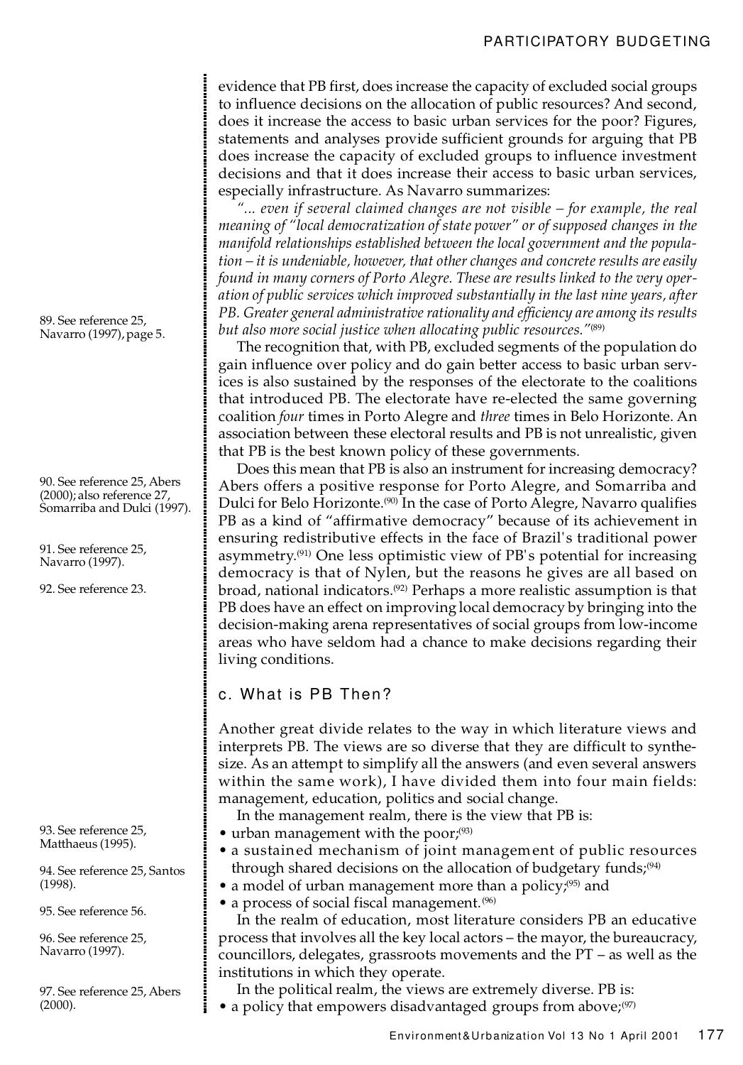evidence that PB first, does increase the capacity of excluded social groups to influence decisions on the allocation of public resources? And second, does it increase the access to basic urban services for the poor? Figures, statements and analyses provide sufficient grounds for arguing that PB does increase the capacity of excluded groups to influence investment decisions and that it does increase their access to basic urban services, especially infrastructure. As Navarro summarizes:

*"... even if several claimed changes are not visible – for example, the real meaning of "local democratization of state power" or of supposed changes in the manifold relationships established between the local government and the population – it is undeniable, however, that other changes and concrete results are easily found in many corners of Porto Alegre. These are results linked to the very operation of public services which improved substantially in the last nine years, after PB. Greater general administrative rationality and efficiency are among its results but also more social justice when allocating public resources."*[89]

The recognition that, with PB, excluded segments of the population do gain influence over policy and do gain better access to basic urban services is also sustained by the responses of the electorate to the coalitions that introduced PB. The electorate have re-elected the same governing coalition *four* times in Porto Alegre and *three* times in Belo Horizonte. An association between these electoral results and PB is not unrealistic, given that PB is the best known policy of these governments.

Does this mean that PB is also an instrument for increasing democracy? Abers offers a positive response for Porto Alegre, and Somarriba and Dulci for Belo Horizonte.[90] In the case of Porto Alegre, Navarro qualifies PB as a kind of "affirmative democracy" because of its achievement in ensuring redistributive effects in the face of Brazil's traditional power asymmetry.[91] One less optimistic view of PB's potential for increasing democracy is that of Nylen, but the reasons he gives are all based on broad, national indicators.[92] Perhaps a more realistic assumption is that PB does have an effect on improving local democracy by bringing into the decision-making arena representatives of social groups from low-income areas who have seldom had a chance to make decisions regarding their living conditions.

### c. What is PB Then?

Another great divide relates to the way in which literature views and interprets PB. The views are so diverse that they are difficult to synthesize. As an attempt to simplify all the answers (and even several answers within the same work), I have divided them into four main fields: management, education, politics and social change.

In the management realm, there is the view that PB is:

- urban management with the poor;[93]
- a sustained mechanism of joint management of public resources through shared decisions on the allocation of budgetary funds;[94]
- a model of urban management more than a policy;[95] and
- a process of social fiscal management.[96]

In the realm of education, most literature considers PB an educative process that involves all the key local actors – the mayor, the bureaucracy, councillors, delegates, grassroots movements and the PT – as well as the institutions in which they operate.

In the political realm, the views are extremely diverse. PB is:

- a policy that empowers disadvantaged groups from above;[97]

89. See reference 25, Navarro (1997), page 5.

90. See reference 25, Abers (2000); also reference 27, Somarriba and Dulci (1997).

91. See reference 25, Navarro (1997).

92. See reference 23.

93. See reference 25, Matthaeus (1995).

94. See reference 25, Santos (1998).

95. See reference 56.

96. See reference 25, Navarro (1997).

97. See reference 25, Abers (2000).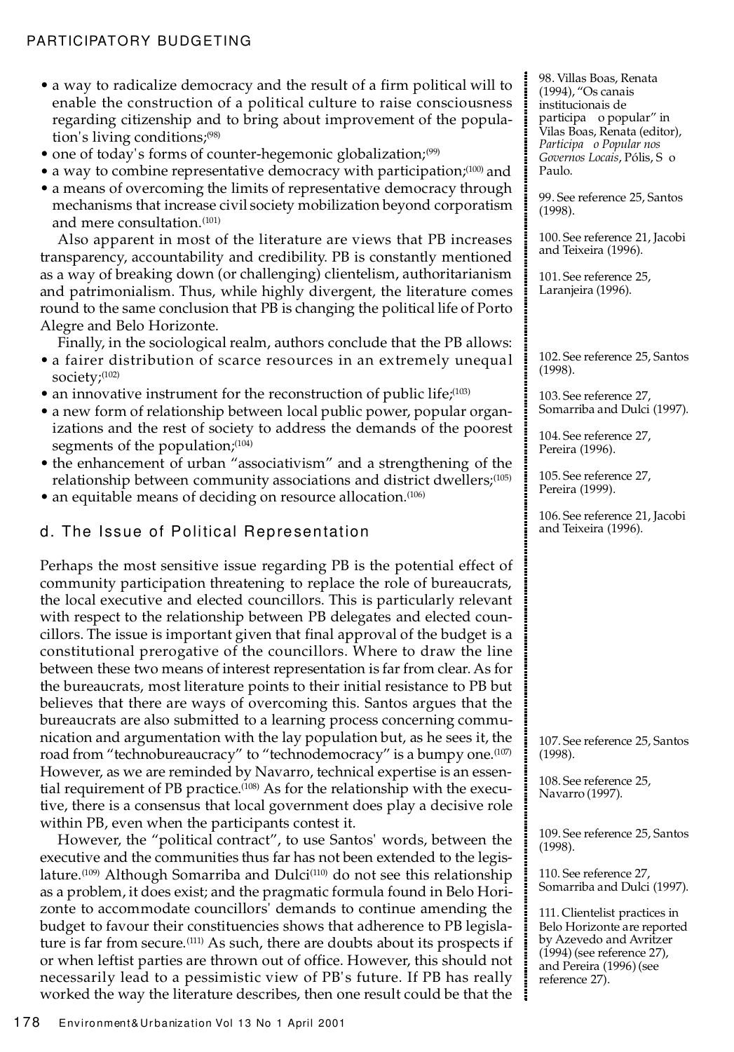- a way to radicalize democracy and the result of a firm political will to enable the construction of a political culture to raise consciousness regarding citizenship and to bring about improvement of the population's living conditions;[98]
- one of today's forms of counter-hegemonic globalization;[99]
- a way to combine representative democracy with participation;[100] and
- a means of overcoming the limits of representative democracy through mechanisms that increase civil society mobilization beyond corporatism and mere consultation.[101]

Also apparent in most of the literature are views that PB increases transparency, accountability and credibility. PB is constantly mentioned as a way of breaking down (or challenging) clientelism, authoritarianism and patrimonialism. Thus, while highly divergent, the literature comes round to the same conclusion that PB is changing the political life of Porto Alegre and Belo Horizonte.

Finally, in the sociological realm, authors conclude that the PB allows:

- a fairer distribution of scarce resources in an extremely unequal society;[102]
- an innovative instrument for the reconstruction of public life;[103]
- a new form of relationship between local public power, popular organizations and the rest of society to address the demands of the poorest segments of the population;[104]
- the enhancement of urban "associativism" and a strengthening of the relationship between community associations and district dwellers;[105]
- an equitable means of deciding on resource allocation.[106]

## d. The Issue of Political Representation

Perhaps the most sensitive issue regarding PB is the potential effect of community participation threatening to replace the role of bureaucrats, the local executive and elected councillors. This is particularly relevant with respect to the relationship between PB delegates and elected councillors. The issue is important given that final approval of the budget is a constitutional prerogative of the councillors. Where to draw the line between these two means of interest representation is far from clear. As for the bureaucrats, most literature points to their initial resistance to PB but believes that there are ways of overcoming this. Santos argues that the bureaucrats are also submitted to a learning process concerning communication and argumentation with the lay population but, as he sees it, the road from "technobureaucracy" to "technodemocracy" is a bumpy one.[107] However, as we are reminded by Navarro, technical expertise is an essential requirement of PB practice.[108] As for the relationship with the executive, there is a consensus that local government does play a decisive role within PB, even when the participants contest it.

However, the "political contract", to use Santos' words, between the executive and the communities thus far has not been extended to the legislature.[109] Although Somarriba and Dulci[110] do not see this relationship as a problem, it does exist; and the pragmatic formula found in Belo Horizonte to accommodate councillors' demands to continue amending the budget to favour their constituencies shows that adherence to PB legislature is far from secure.[111] As such, there are doubts about its prospects if or when leftist parties are thrown out of office. However, this should not necessarily lead to a pessimistic view of PB's future. If PB has really worked the way the literature describes, then one result could be that the

---

98. Villas Boas, Renata (1994), "Os canais institucionais de participação popular" in Vilas Boas, Renata (editor), *Participação Popular nos Governos Locais*, Pólis, São Paulo.

99. See reference 25, Santos (1998).

100. See reference 21, Jacobi and Teixeira (1996).

101. See reference 25, Laranjeira (1996).

102. See reference 25, Santos (1998).

103. See reference 27, Somarriba and Dulci (1997).

104. See reference 27, Pereira (1996).

105. See reference 27, Pereira (1999).

106. See reference 21, Jacobi and Teixeira (1996).

107. See reference 25, Santos (1998).

108. See reference 25, Navarro (1997).

109. See reference 25, Santos (1998).

110. See reference 27, Somarriba and Dulci (1997).

111. Clientelist practices in Belo Horizonte are reported by Azevedo and Avritzer (1994) (see reference 27), and Pereira (1996) (see reference 27).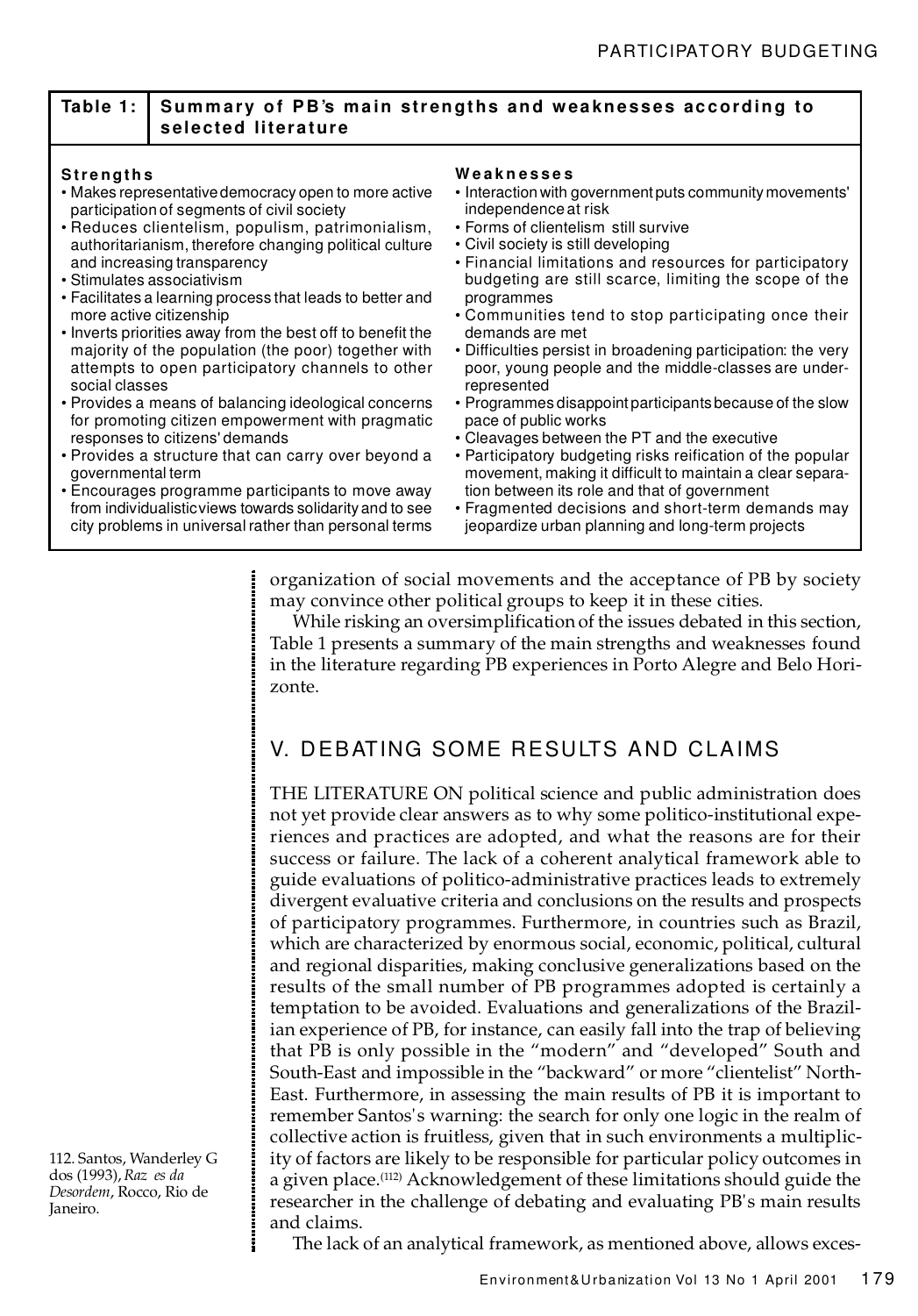**Table 1: Summary of PB's main strengths and weaknesses according to selected literature**

| Strengths | Weaknesses |
|---|---|
| • Makes representative democracy open to more active participation of segments of civil society<br>• Reduces clientelism, populism, patrimonialism, authoritarianism, therefore changing political culture and increasing transparency<br>• Stimulates associativism<br>• Facilitates a learning process that leads to better and more active citizenship<br>• Inverts priorities away from the best off to benefit the majority of the population (the poor) together with attempts to open participatory channels to other social classes<br>• Provides a means of balancing ideological concerns for promoting citizen empowerment with pragmatic responses to citizens' demands<br>• Provides a structure that can carry over beyond a governmental term<br>• Encourages programme participants to move away from individualistic views towards solidarity and to see city problems in universal rather than personal terms | • Interaction with government puts community movements' independence at risk<br>• Forms of clientelism still survive<br>• Civil society is still developing<br>• Financial limitations and resources for participatory budgeting are still scarce, limiting the scope of the programmes<br>• Communities tend to stop participating once their demands are met<br>• Difficulties persist in broadening participation: the very poor, young people and the middle-classes are under-represented<br>• Programmes disappoint participants because of the slow pace of public works<br>• Cleavages between the PT and the executive<br>• Participatory budgeting risks reification of the popular movement, making it difficult to maintain a clear separation between its role and that of government<br>• Fragmented decisions and short-term demands may jeopardize urban planning and long-term projects |

organization of social movements and the acceptance of PB by society may convince other political groups to keep it in these cities.

While risking an oversimplification of the issues debated in this section, Table 1 presents a summary of the main strengths and weaknesses found in the literature regarding PB experiences in Porto Alegre and Belo Horizonte.

## V. DEBATING SOME RESULTS AND CLAIMS

THE LITERATURE ON political science and public administration does not yet provide clear answers as to why some politico-institutional experiences and practices are adopted, and what the reasons are for their success or failure. The lack of a coherent analytical framework able to guide evaluations of politico-administrative practices leads to extremely divergent evaluative criteria and conclusions on the results and prospects of participatory programmes. Furthermore, in countries such as Brazil, which are characterized by enormous social, economic, political, cultural and regional disparities, making conclusive generalizations based on the results of the small number of PB programmes adopted is certainly a temptation to be avoided. Evaluations and generalizations of the Brazilian experience of PB, for instance, can easily fall into the trap of believing that PB is only possible in the "modern" and "developed" South and South-East and impossible in the "backward" or more "clientelist" North-East. Furthermore, in assessing the main results of PB it is important to remember Santos's warning: the search for only one logic in the realm of collective action is fruitless, given that in such environments a multiplicity of factors are likely to be responsible for particular policy outcomes in a given place.[112] Acknowledgement of these limitations should guide the researcher in the challenge of debating and evaluating PB's main results and claims.

The lack of an analytical framework, as mentioned above, allows exces-

112. Santos, Wanderley G dos (1993), *Raz es da Desordem*, Rocco, Rio de Janeiro.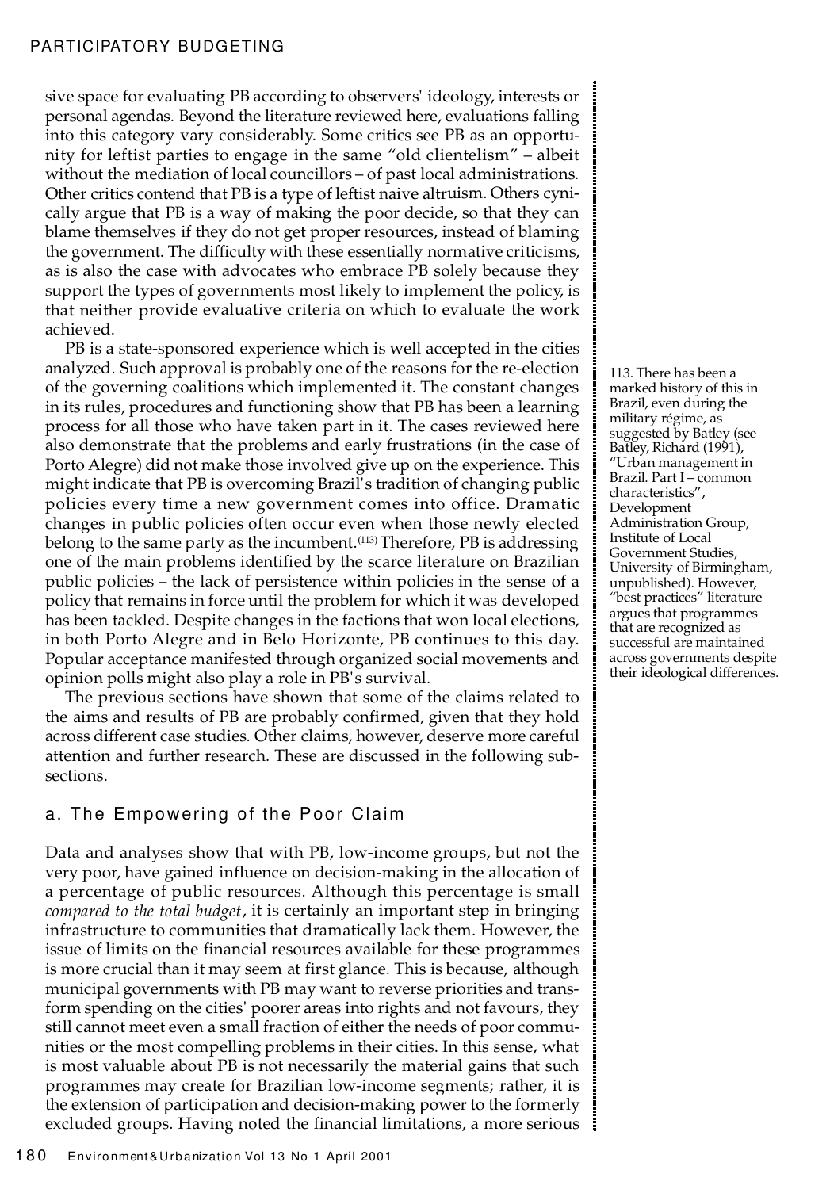sive space for evaluating PB according to observers' ideology, interests or personal agendas. Beyond the literature reviewed here, evaluations falling into this category vary considerably. Some critics see PB as an opportunity for leftist parties to engage in the same "old clientelism" – albeit without the mediation of local councillors – of past local administrations. Other critics contend that PB is a type of leftist naive altruism. Others cynically argue that PB is a way of making the poor decide, so that they can blame themselves if they do not get proper resources, instead of blaming the government. The difficulty with these essentially normative criticisms, as is also the case with advocates who embrace PB solely because they support the types of governments most likely to implement the policy, is that neither provide evaluative criteria on which to evaluate the work achieved.

PB is a state-sponsored experience which is well accepted in the cities analyzed. Such approval is probably one of the reasons for the re-election of the governing coalitions which implemented it. The constant changes in its rules, procedures and functioning show that PB has been a learning process for all those who have taken part in it. The cases reviewed here also demonstrate that the problems and early frustrations (in the case of Porto Alegre) did not make those involved give up on the experience. This might indicate that PB is overcoming Brazil's tradition of changing public policies every time a new government comes into office. Dramatic changes in public policies often occur even when those newly elected belong to the same party as the incumbent.[113] Therefore, PB is addressing one of the main problems identified by the scarce literature on Brazilian public policies – the lack of persistence within policies in the sense of a policy that remains in force until the problem for which it was developed has been tackled. Despite changes in the factions that won local elections, in both Porto Alegre and in Belo Horizonte, PB continues to this day. Popular acceptance manifested through organized social movements and opinion polls might also play a role in PB's survival.

The previous sections have shown that some of the claims related to the aims and results of PB are probably confirmed, given that they hold across different case studies. Other claims, however, deserve more careful attention and further research. These are discussed in the following subsections.

## a. The Empowering of the Poor Claim

Data and analyses show that with PB, low-income groups, but not the very poor, have gained influence on decision-making in the allocation of a percentage of public resources. Although this percentage is small *compared to the total budget*, it is certainly an important step in bringing infrastructure to communities that dramatically lack them. However, the issue of limits on the financial resources available for these programmes is more crucial than it may seem at first glance. This is because, although municipal governments with PB may want to reverse priorities and transform spending on the cities' poorer areas into rights and not favours, they still cannot meet even a small fraction of either the needs of poor communities or the most compelling problems in their cities. In this sense, what is most valuable about PB is not necessarily the material gains that such programmes may create for Brazilian low-income segments; rather, it is the extension of participation and decision-making power to the formerly excluded groups. Having noted the financial limitations, a more serious

113. There has been a marked history of this in Brazil, even during the military régime, as suggested by Batley (see Batley, Richard (1991), "Urban management in Brazil. Part I – common characteristics", Development Administration Group, Institute of Local Government Studies, University of Birmingham, unpublished). However, "best practices" literature argues that programmes that are recognized as successful are maintained across governments despite their ideological differences.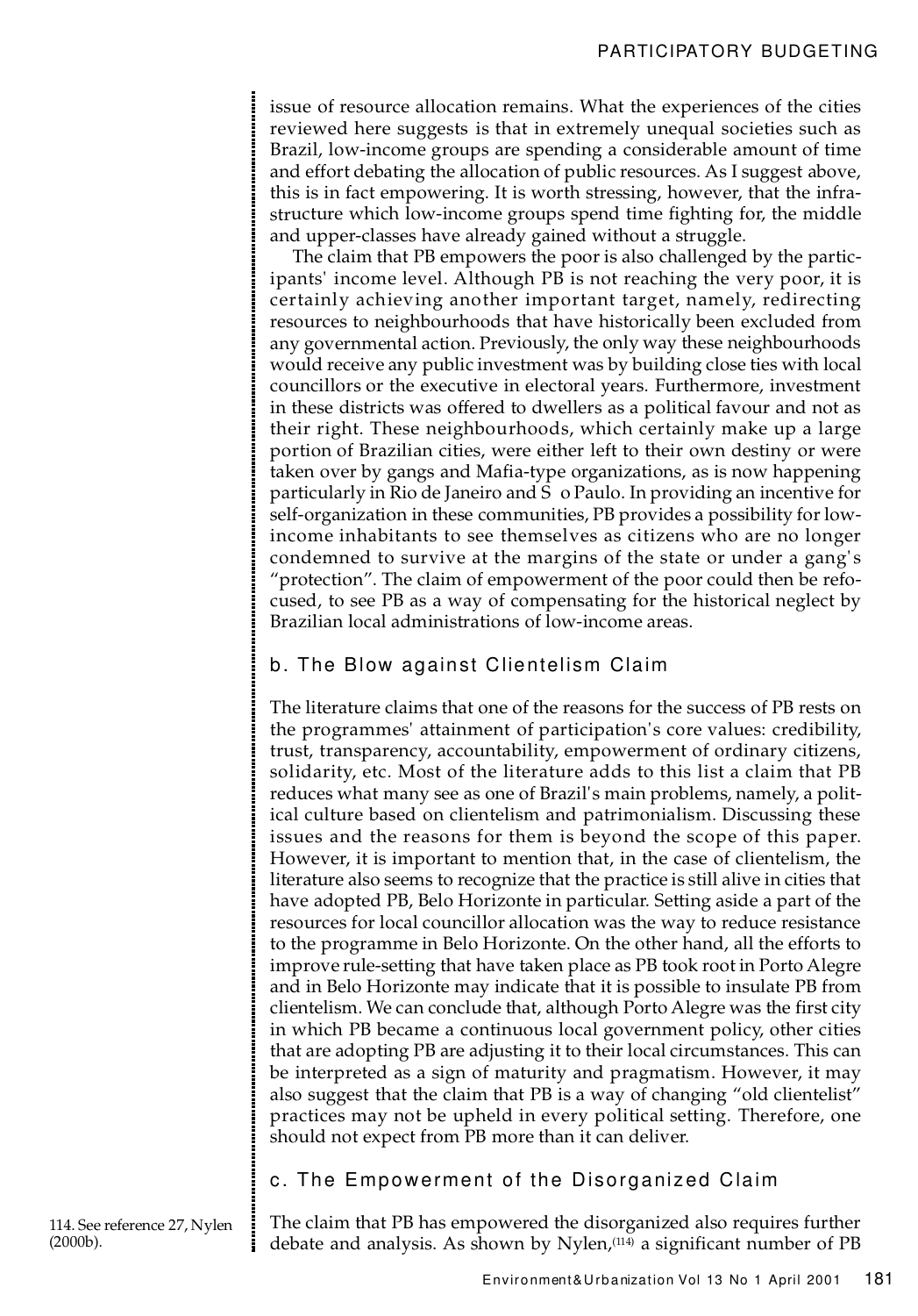issue of resource allocation remains. What the experiences of the cities reviewed here suggests is that in extremely unequal societies such as Brazil, low-income groups are spending a considerable amount of time and effort debating the allocation of public resources. As I suggest above, this is in fact empowering. It is worth stressing, however, that the infrastructure which low-income groups spend time fighting for, the middle and upper-classes have already gained without a struggle.

The claim that PB empowers the poor is also challenged by the participants' income level. Although PB is not reaching the very poor, it is certainly achieving another important target, namely, redirecting resources to neighbourhoods that have historically been excluded from any governmental action. Previously, the only way these neighbourhoods would receive any public investment was by building close ties with local councillors or the executive in electoral years. Furthermore, investment in these districts was offered to dwellers as a political favour and not as their right. These neighbourhoods, which certainly make up a large portion of Brazilian cities, were either left to their own destiny or were taken over by gangs and Mafia-type organizations, as is now happening particularly in Rio de Janeiro and São Paulo. In providing an incentive for self-organization in these communities, PB provides a possibility for low-income inhabitants to see themselves as citizens who are no longer condemned to survive at the margins of the state or under a gang's "protection". The claim of empowerment of the poor could then be refocused, to see PB as a way of compensating for the historical neglect by Brazilian local administrations of low-income areas.

### b. The Blow against Clientelism Claim

The literature claims that one of the reasons for the success of PB rests on the programmes' attainment of participation's core values: credibility, trust, transparency, accountability, empowerment of ordinary citizens, solidarity, etc. Most of the literature adds to this list a claim that PB reduces what many see as one of Brazil's main problems, namely, a political culture based on clientelism and patrimonialism. Discussing these issues and the reasons for them is beyond the scope of this paper. However, it is important to mention that, in the case of clientelism, the literature also seems to recognize that the practice is still alive in cities that have adopted PB, Belo Horizonte in particular. Setting aside a part of the resources for local councillor allocation was the way to reduce resistance to the programme in Belo Horizonte. On the other hand, all the efforts to improve rule-setting that have taken place as PB took root in Porto Alegre and in Belo Horizonte may indicate that it is possible to insulate PB from clientelism. We can conclude that, although Porto Alegre was the first city in which PB became a continuous local government policy, other cities that are adopting PB are adjusting it to their local circumstances. This can be interpreted as a sign of maturity and pragmatism. However, it may also suggest that the claim that PB is a way of changing "old clientelist" practices may not be upheld in every political setting. Therefore, one should not expect from PB more than it can deliver.

### c. The Empowerment of the Disorganized Claim

The claim that PB has empowered the disorganized also requires further debate and analysis. As shown by Nylen,[114] a significant number of PB

114. See reference 27, Nylen (2000b).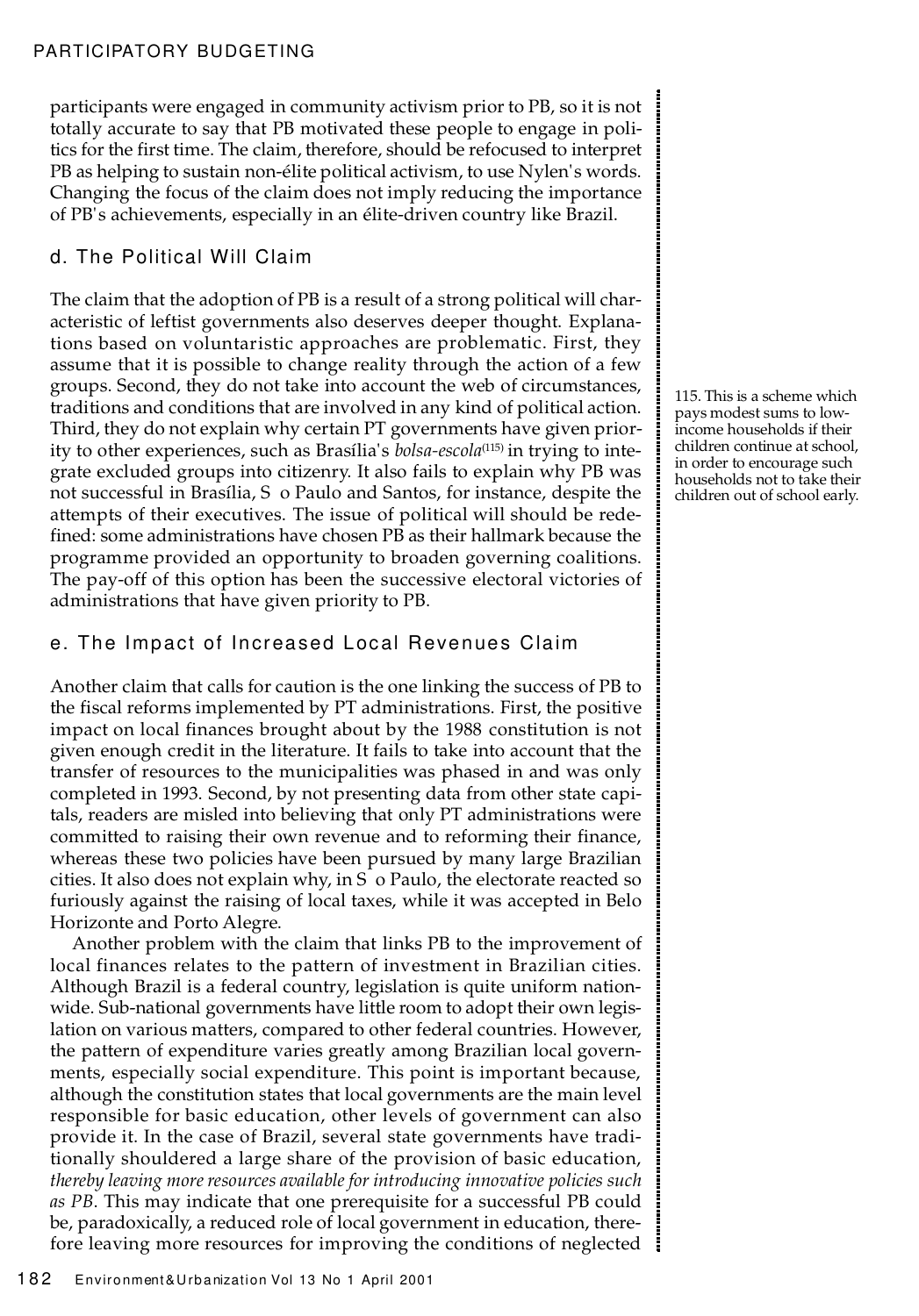participants were engaged in community activism prior to PB, so it is not totally accurate to say that PB motivated these people to engage in politics for the first time. The claim, therefore, should be refocused to interpret PB as helping to sustain non-élite political activism, to use Nylen's words. Changing the focus of the claim does not imply reducing the importance of PB's achievements, especially in an élite-driven country like Brazil.

### d. The Political Will Claim

The claim that the adoption of PB is a result of a strong political will characteristic of leftist governments also deserves deeper thought. Explanations based on voluntaristic approaches are problematic. First, they assume that it is possible to change reality through the action of a few groups. Second, they do not take into account the web of circumstances, traditions and conditions that are involved in any kind of political action. Third, they do not explain why certain PT governments have given priority to other experiences, such as Brasília's *bolsa-escola*[115] in trying to integrate excluded groups into citizenry. It also fails to explain why PB was not successful in Brasília, S o Paulo and Santos, for instance, despite the attempts of their executives. The issue of political will should be redefined: some administrations have chosen PB as their hallmark because the programme provided an opportunity to broaden governing coalitions. The pay-off of this option has been the successive electoral victories of administrations that have given priority to PB.

115. This is a scheme which pays modest sums to low-income households if their children continue at school, in order to encourage such households not to take their children out of school early.

### e. The Impact of Increased Local Revenues Claim

Another claim that calls for caution is the one linking the success of PB to the fiscal reforms implemented by PT administrations. First, the positive impact on local finances brought about by the 1988 constitution is not given enough credit in the literature. It fails to take into account that the transfer of resources to the municipalities was phased in and was only completed in 1993. Second, by not presenting data from other state capitals, readers are misled into believing that only PT administrations were committed to raising their own revenue and to reforming their finance, whereas these two policies have been pursued by many large Brazilian cities. It also does not explain why, in S o Paulo, the electorate reacted so furiously against the raising of local taxes, while it was accepted in Belo Horizonte and Porto Alegre.

Another problem with the claim that links PB to the improvement of local finances relates to the pattern of investment in Brazilian cities. Although Brazil is a federal country, legislation is quite uniform nationwide. Sub-national governments have little room to adopt their own legislation on various matters, compared to other federal countries. However, the pattern of expenditure varies greatly among Brazilian local governments, especially social expenditure. This point is important because, although the constitution states that local governments are the main level responsible for basic education, other levels of government can also provide it. In the case of Brazil, several state governments have traditionally shouldered a large share of the provision of basic education, *thereby leaving more resources available for introducing innovative policies such as PB*. This may indicate that one prerequisite for a successful PB could be, paradoxically, a reduced role of local government in education, therefore leaving more resources for improving the conditions of neglected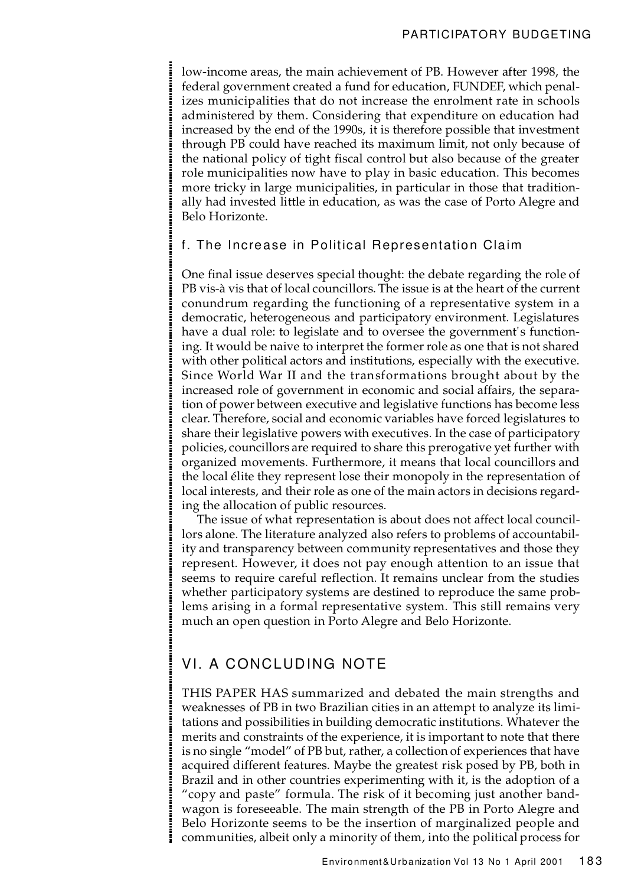low-income areas, the main achievement of PB. However after 1998, the federal government created a fund for education, FUNDEF, which penalizes municipalities that do not increase the enrolment rate in schools administered by them. Considering that expenditure on education had increased by the end of the 1990s, it is therefore possible that investment through PB could have reached its maximum limit, not only because of the national policy of tight fiscal control but also because of the greater role municipalities now have to play in basic education. This becomes more tricky in large municipalities, in particular in those that traditionally had invested little in education, as was the case of Porto Alegre and Belo Horizonte.

### f. The Increase in Political Representation Claim

One final issue deserves special thought: the debate regarding the role of PB vis-à vis that of local councillors. The issue is at the heart of the current conundrum regarding the functioning of a representative system in a democratic, heterogeneous and participatory environment. Legislatures have a dual role: to legislate and to oversee the government's functioning. It would be naive to interpret the former role as one that is not shared with other political actors and institutions, especially with the executive. Since World War II and the transformations brought about by the increased role of government in economic and social affairs, the separation of power between executive and legislative functions has become less clear. Therefore, social and economic variables have forced legislatures to share their legislative powers with executives. In the case of participatory policies, councillors are required to share this prerogative yet further with organized movements. Furthermore, it means that local councillors and the local élite they represent lose their monopoly in the representation of local interests, and their role as one of the main actors in decisions regarding the allocation of public resources.

The issue of what representation is about does not affect local councillors alone. The literature analyzed also refers to problems of accountability and transparency between community representatives and those they represent. However, it does not pay enough attention to an issue that seems to require careful reflection. It remains unclear from the studies whether participatory systems are destined to reproduce the same problems arising in a formal representative system. This still remains very much an open question in Porto Alegre and Belo Horizonte.

## VI. A CONCLUDING NOTE

THIS PAPER HAS summarized and debated the main strengths and weaknesses of PB in two Brazilian cities in an attempt to analyze its limitations and possibilities in building democratic institutions. Whatever the merits and constraints of the experience, it is important to note that there is no single "model" of PB but, rather, a collection of experiences that have acquired different features. Maybe the greatest risk posed by PB, both in Brazil and in other countries experimenting with it, is the adoption of a "copy and paste" formula. The risk of it becoming just another bandwagon is foreseeable. The main strength of the PB in Porto Alegre and Belo Horizonte seems to be the insertion of marginalized people and communities, albeit only a minority of them, into the political process for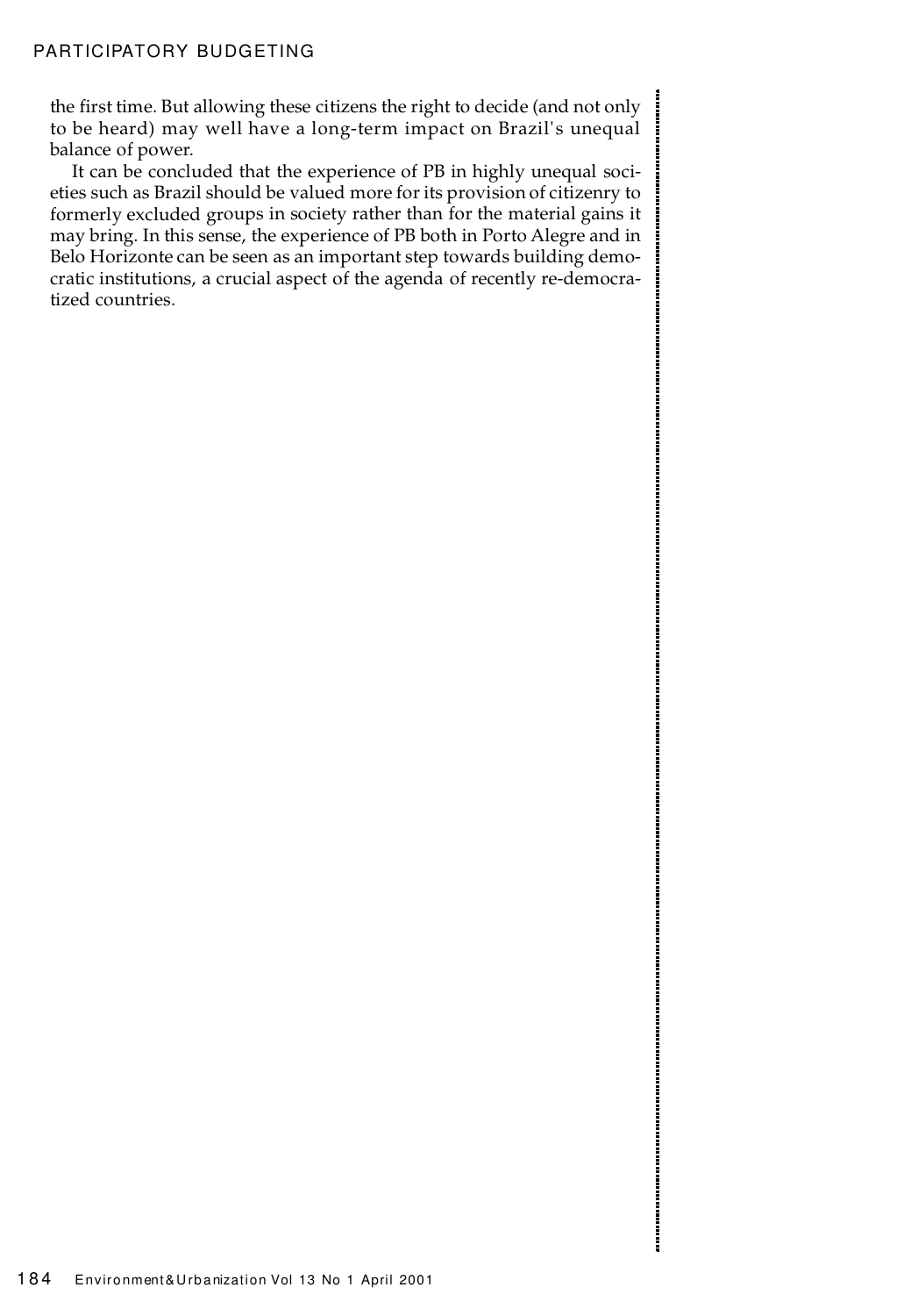the first time. But allowing these citizens the right to decide (and not only to be heard) may well have a long-term impact on Brazil's unequal balance of power.

It can be concluded that the experience of PB in highly unequal societies such as Brazil should be valued more for its provision of citizenry to formerly excluded groups in society rather than for the material gains it may bring. In this sense, the experience of PB both in Porto Alegre and in Belo Horizonte can be seen as an important step towards building democratic institutions, a crucial aspect of the agenda of recently re-democratized countries.